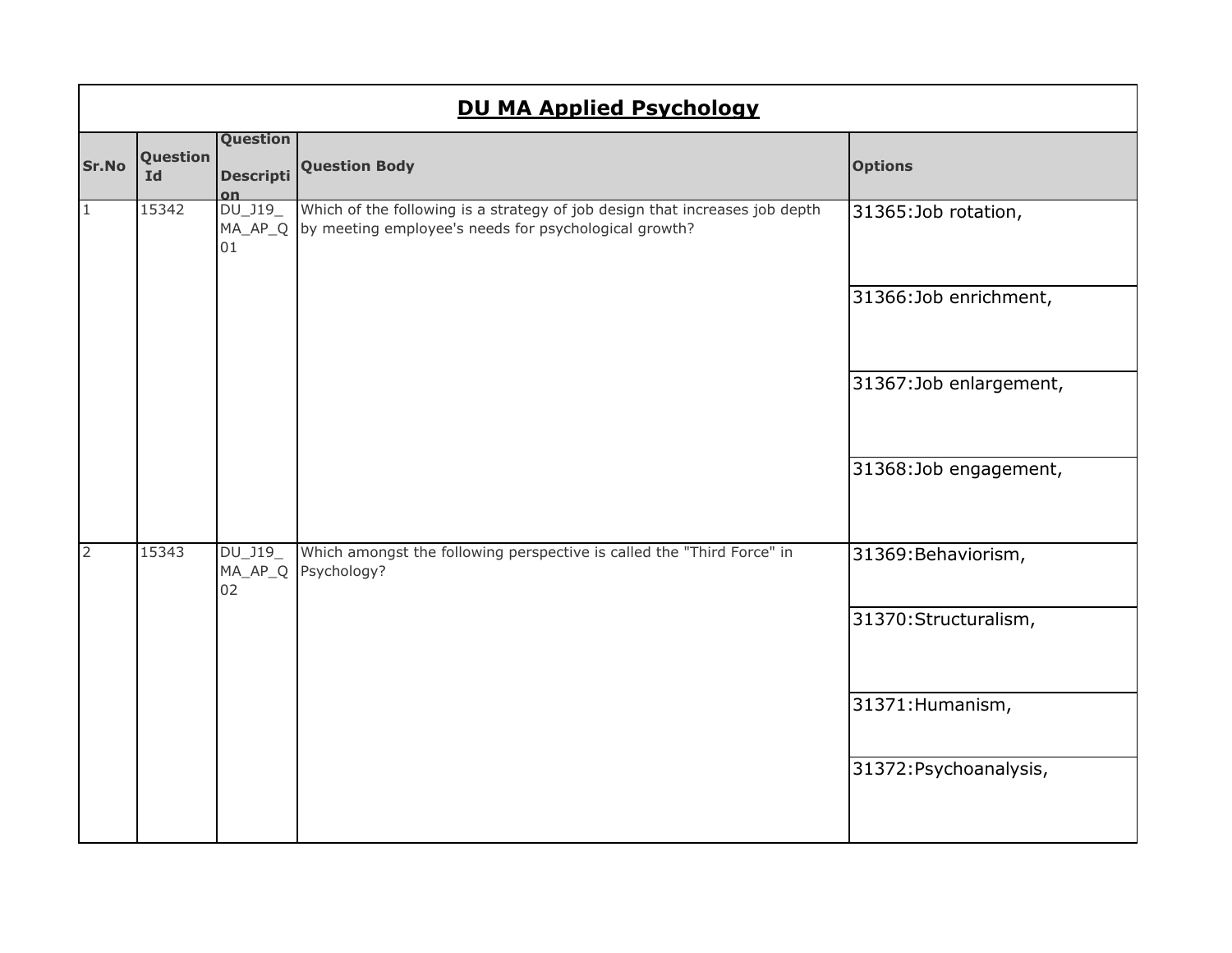# DU MA Applied Psychology

| Sr.No | Question Id | Question Description | Question Body | Options |
|---|---|---|---|---|
| 1 | 15342 | DU_J19_MA_AP_Q01 | Which of the following is a strategy of job design that increases job depth by meeting employee's needs for psychological growth? | 31365:Job rotation, |
| | | | | 31366:Job enrichment, |
| | | | | 31367:Job enlargement, |
| | | | | 31368:Job engagement, |
| 2 | 15343 | DU_J19_MA_AP_Q02 | Which amongst the following perspective is called the "Third Force" in Psychology? | 31369:Behaviorism, |
| | | | | 31370:Structuralism, |
| | | | | 31371:Humanism, |
| | | | | 31372:Psychoanalysis, |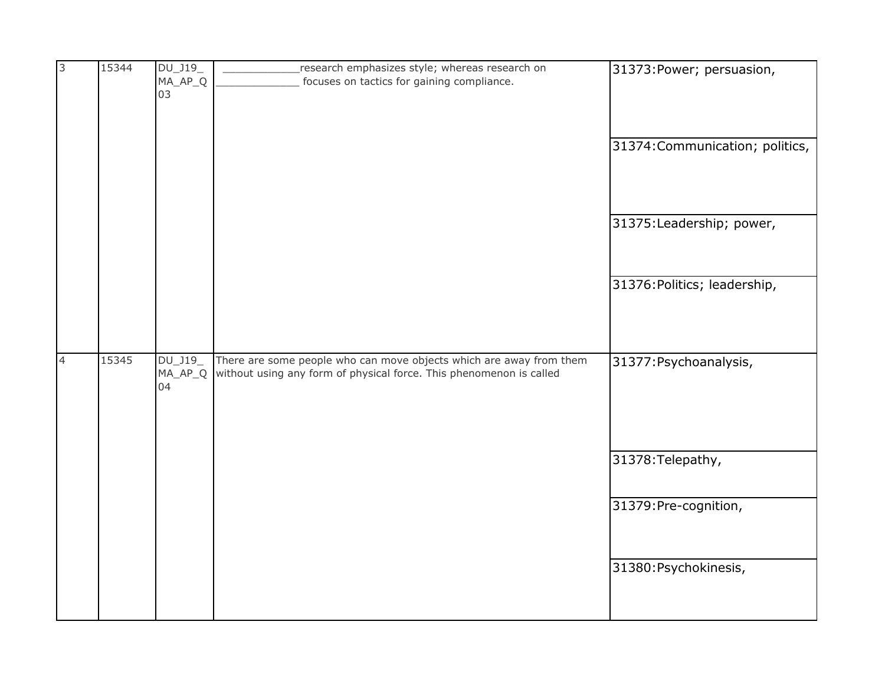| 3 | 15344 | DU_J19_MA_AP_Q03 | ____________research emphasizes style; whereas research on _____________ focuses on tactics for gaining compliance. | 31373:Power; persuasion, |
|---|---|---|---|---|
| | | | | 31374:Communication; politics, |
| | | | | 31375:Leadership; power, |
| | | | | 31376:Politics; leadership, |
| 4 | 15345 | DU_J19_MA_AP_Q04 | There are some people who can move objects which are away from them without using any form of physical force. This phenomenon is called | 31377:Psychoanalysis, |
| | | | | 31378:Telepathy, |
| | | | | 31379:Pre-cognition, |
| | | | | 31380:Psychokinesis, |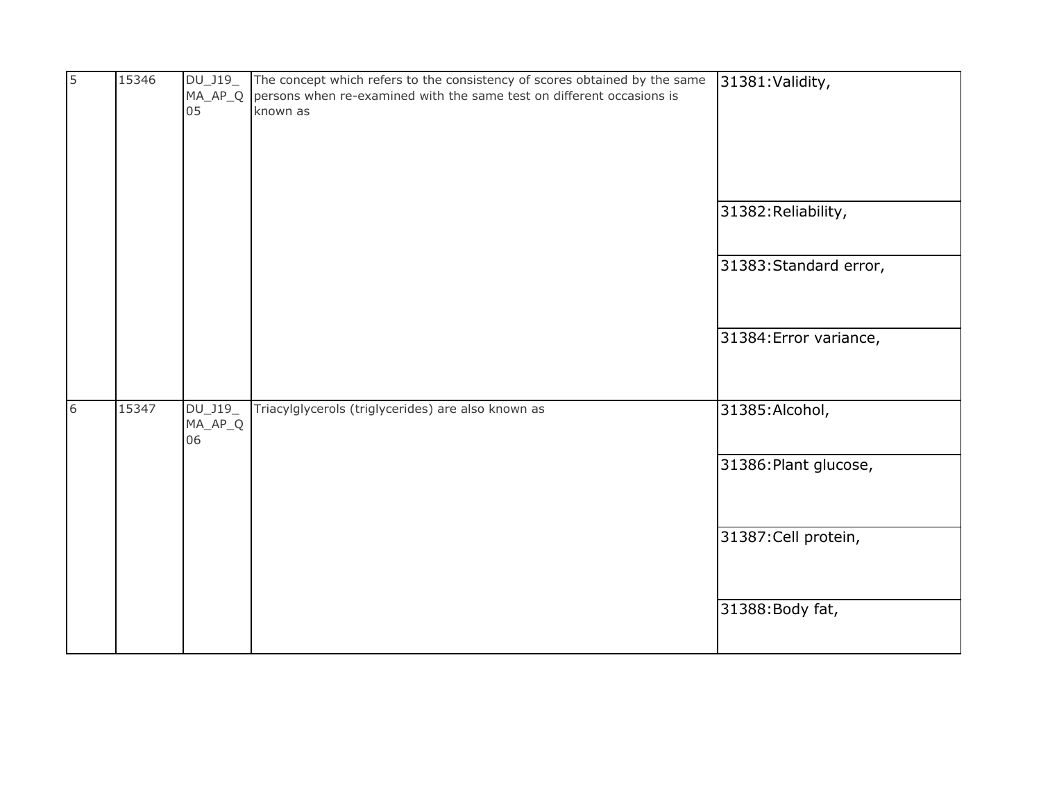| | | | | |
|---|---|---|---|---|
| 5 | 15346 | DU_J19_MA_AP_Q05 | The concept which refers to the consistency of scores obtained by the same persons when re-examined with the same test on different occasions is known as | 31381:Validity, |
| | | | | 31382:Reliability, |
| | | | | 31383:Standard error, |
| | | | | 31384:Error variance, |
| 6 | 15347 | DU_J19_MA_AP_Q06 | Triacylglycerols (triglycerides) are also known as | 31385:Alcohol, |
| | | | | 31386:Plant glucose, |
| | | | | 31387:Cell protein, |
| | | | | 31388:Body fat, |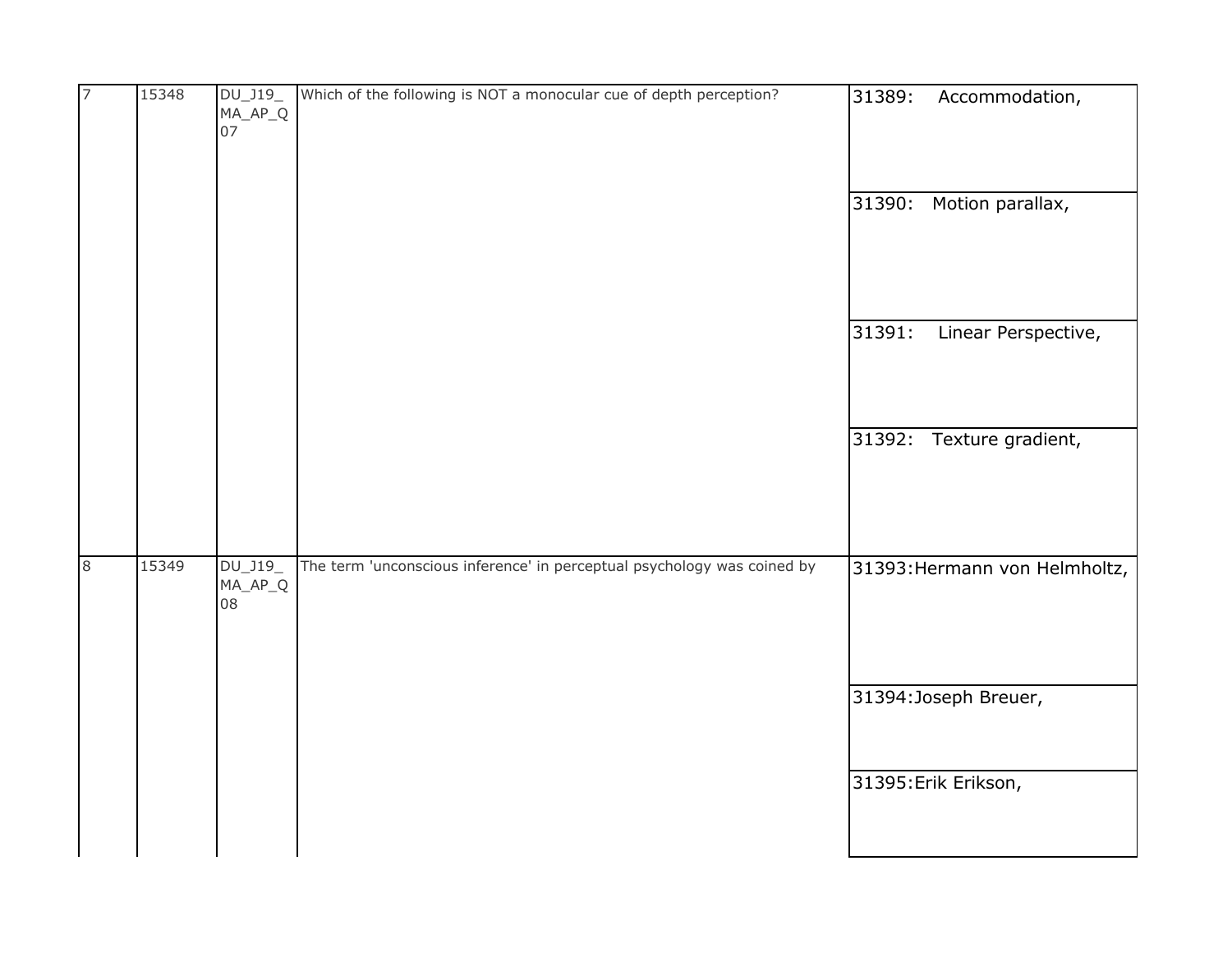| 7 | 15348 | DU_J19_MA_AP_Q07 | Which of the following is NOT a monocular cue of depth perception? | 31389: Accommodation, |
|---|---|---|---|---|
| | | | | 31390: Motion parallax, |
| | | | | 31391: Linear Perspective, |
| | | | | 31392: Texture gradient, |
| 8 | 15349 | DU_J19_MA_AP_Q08 | The term 'unconscious inference' in perceptual psychology was coined by | 31393:Hermann von Helmholtz, |
| | | | | 31394:Joseph Breuer, |
| | | | | 31395:Erik Erikson, |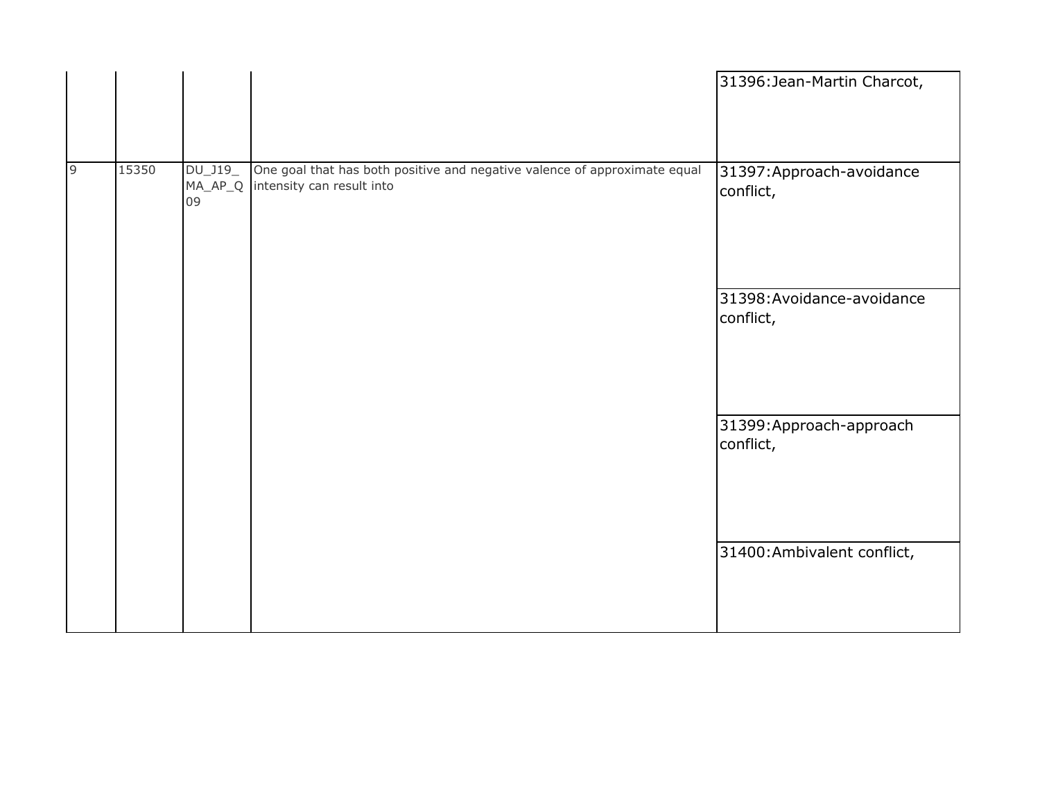| | | | | |
|---|---|---|---|---|
| | | | | 31396:Jean-Martin Charcot, |
| 9 | 15350 | DU_J19_MA_AP_Q09 | One goal that has both positive and negative valence of approximate equal intensity can result into | 31397:Approach-avoidance conflict, |
| | | | | 31398:Avoidance-avoidance conflict, |
| | | | | 31399:Approach-approach conflict, |
| | | | | 31400:Ambivalent conflict, |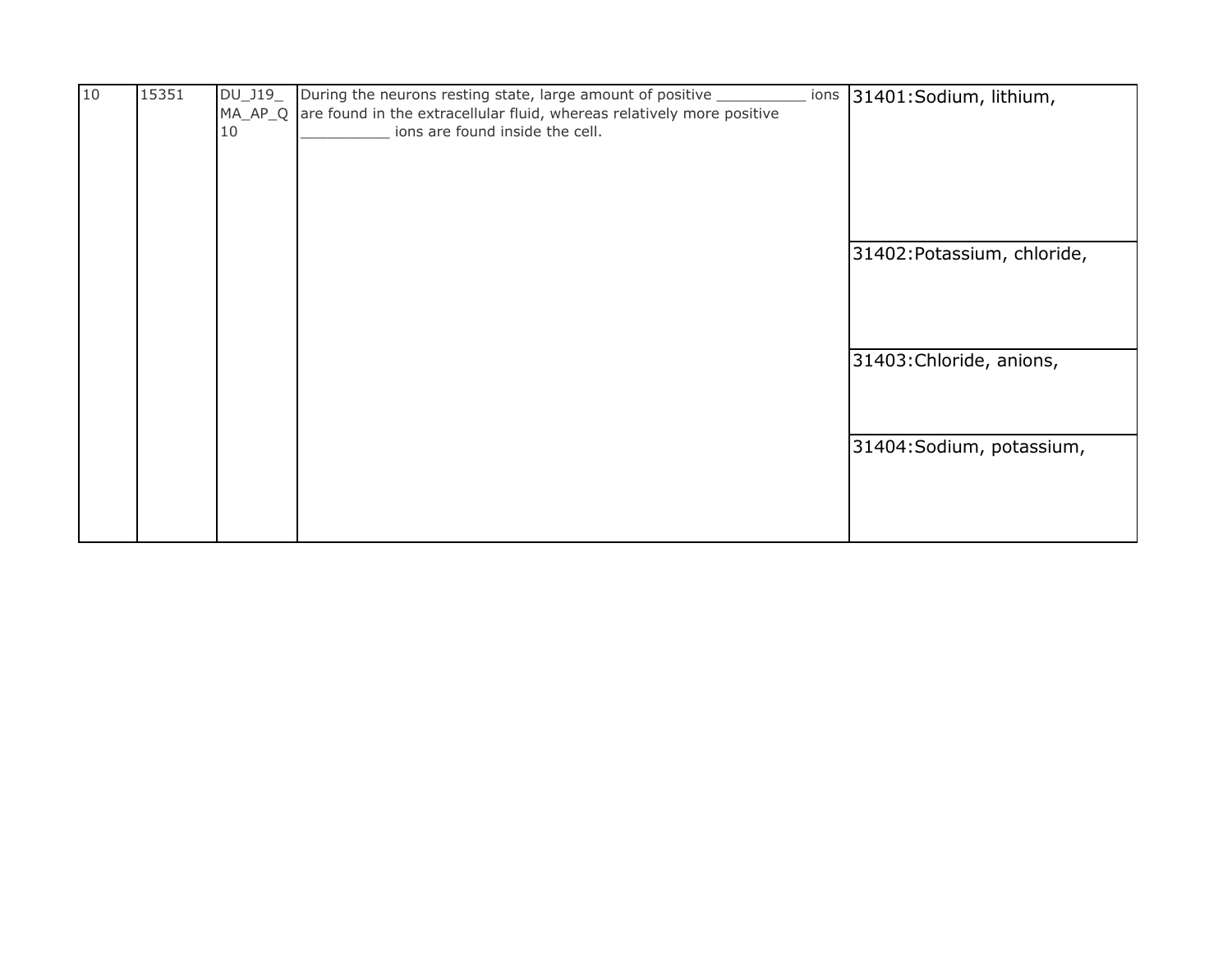| 10 | 15351 | DU_J19_MA_AP_Q10 | During the neurons resting state, large amount of positive __________ ions are found in the extracellular fluid, whereas relatively more positive __________ ions are found inside the cell. | 31401:Sodium, lithium, |
|---|---|---|---|---|
| | | | | 31402:Potassium, chloride, |
| | | | | 31403:Chloride, anions, |
| | | | | 31404:Sodium, potassium, |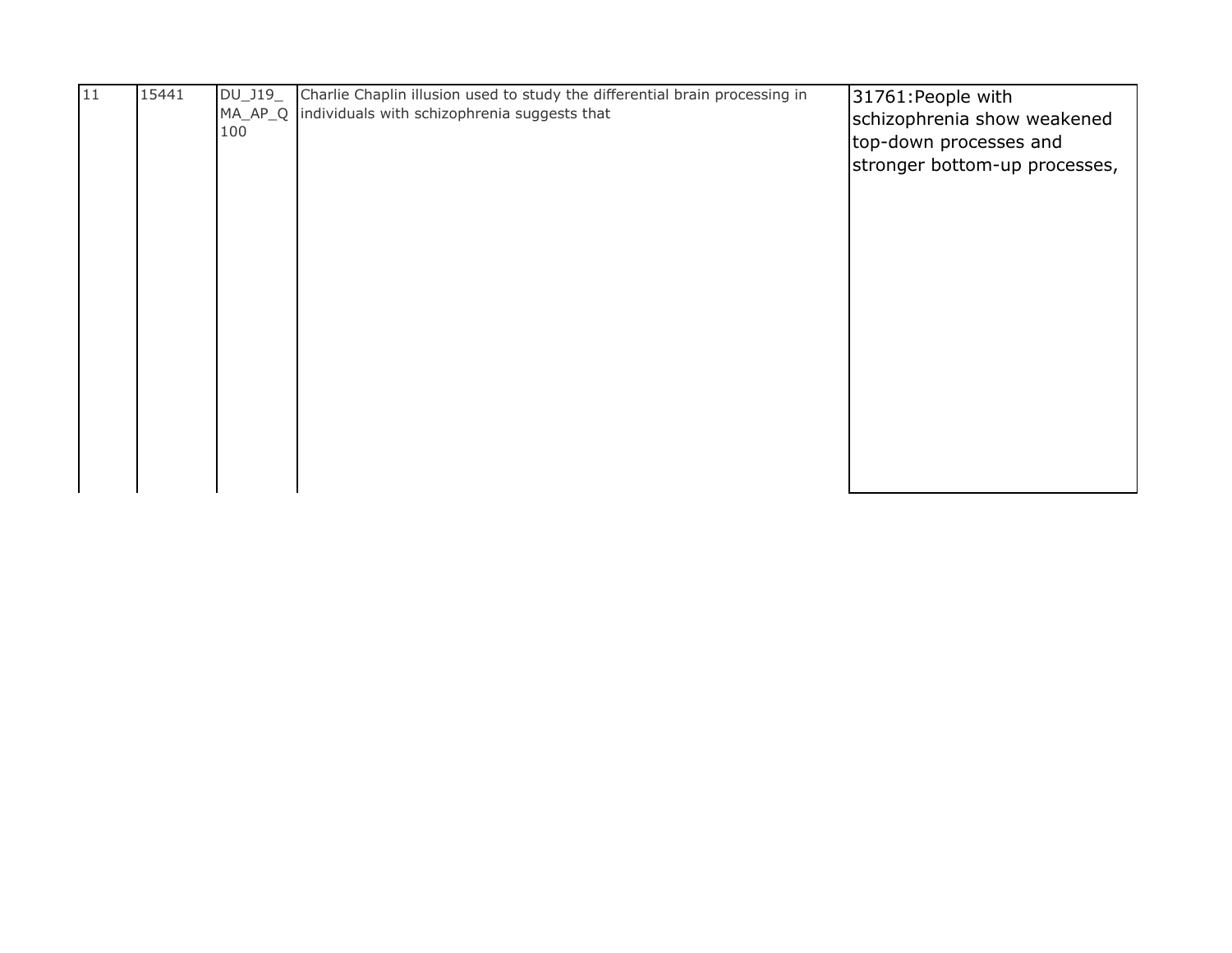| 11 | 15441 | DU_J19_MA_AP_Q100 | Charlie Chaplin illusion used to study the differential brain processing in individuals with schizophrenia suggests that | 31761:People with schizophrenia show weakened top-down processes and stronger bottom-up processes, |
|---|---|---|---|---|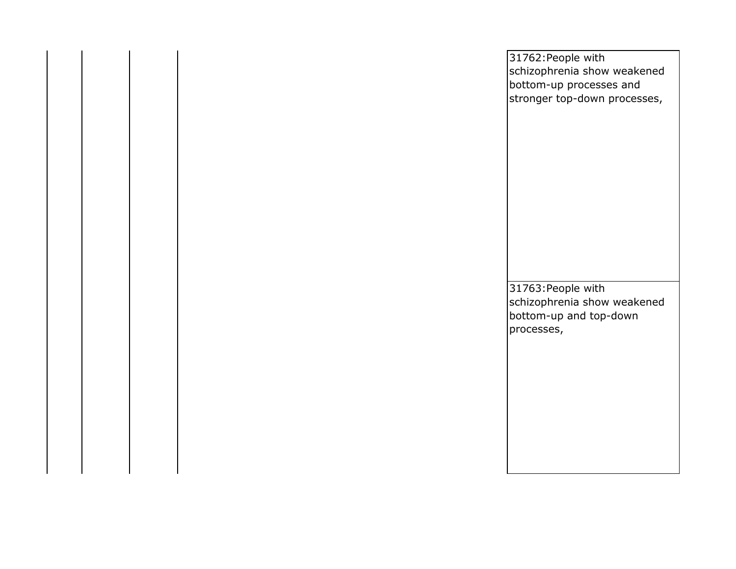| | | | | |
|---|---|---|---|---|
| | | | | 31762:People with schizophrenia show weakened bottom-up processes and stronger top-down processes, |
| | | | | 31763:People with schizophrenia show weakened bottom-up and top-down processes, |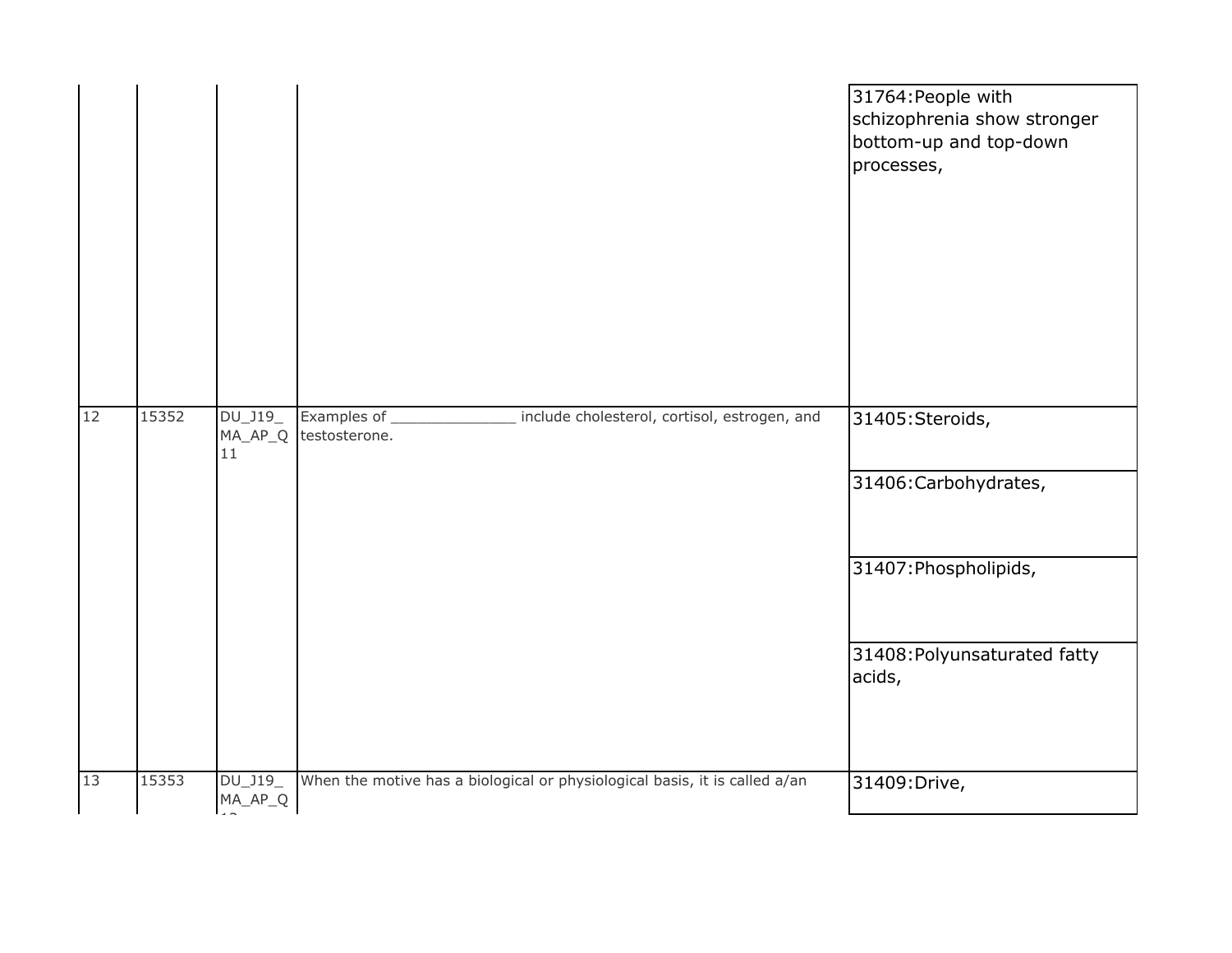| | | | | |
|---|---|---|---|---|
| | | | | 31764:People with schizophrenia show stronger bottom-up and top-down processes, |
| 12 | 15352 | DU_J19_MA_AP_Q11 | Examples of ______________ include cholesterol, cortisol, estrogen, and testosterone. | 31405:Steroids, |
| | | | | 31406:Carbohydrates, |
| | | | | 31407:Phospholipids, |
| | | | | 31408:Polyunsaturated fatty acids, |
| 13 | 15353 | DU_J19_MA_AP_Q12 | When the motive has a biological or physiological basis, it is called a/an | 31409:Drive, |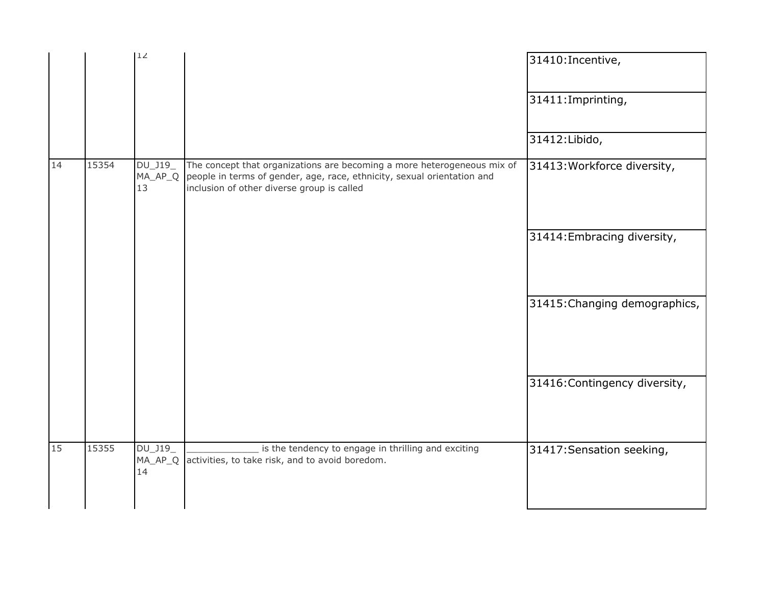| | | | | |
|---|---|---|---|---|
| | | 12 | | 31410:Incentive, |
| | | | | 31411:Imprinting, |
| | | | | 31412:Libido, |
| 14 | 15354 | DU_J19_MA_AP_Q13 | The concept that organizations are becoming a more heterogeneous mix of people in terms of gender, age, race, ethnicity, sexual orientation and inclusion of other diverse group is called | 31413:Workforce diversity, |
| | | | | 31414:Embracing diversity, |
| | | | | 31415:Changing demographics, |
| | | | | 31416:Contingency diversity, |
| 15 | 15355 | DU_J19_MA_AP_Q14 | _____________ is the tendency to engage in thrilling and exciting activities, to take risk, and to avoid boredom. | 31417:Sensation seeking, |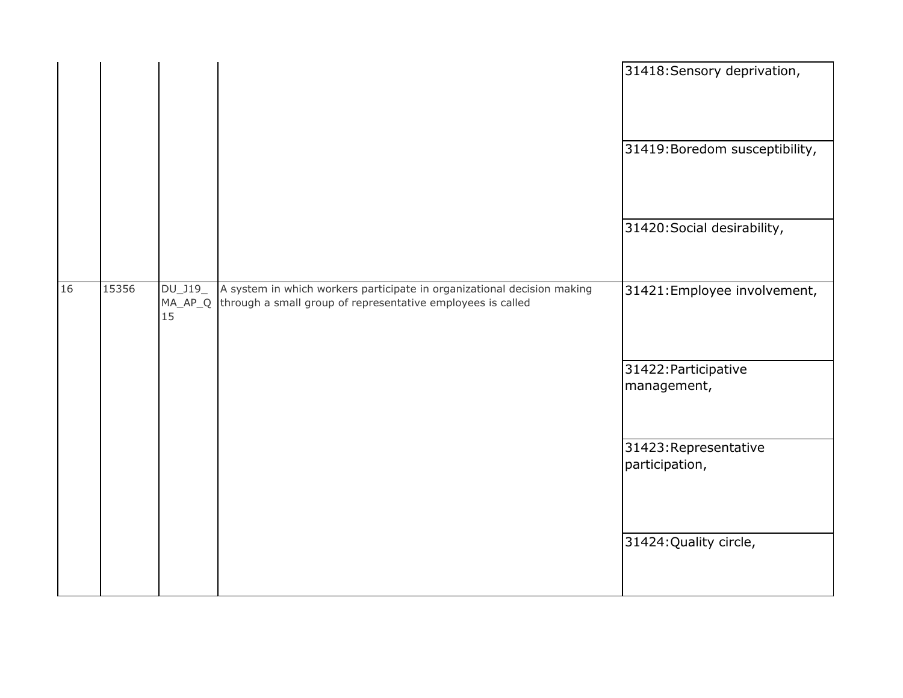| | | | | |
|---|---|---|---|---|
| | | | | 31418:Sensory deprivation, |
| | | | | 31419:Boredom susceptibility, |
| | | | | 31420:Social desirability, |
| 16 | 15356 | DU_J19_MA_AP_Q15 | A system in which workers participate in organizational decision making through a small group of representative employees is called | 31421:Employee involvement, |
| | | | | 31422:Participative management, |
| | | | | 31423:Representative participation, |
| | | | | 31424:Quality circle, |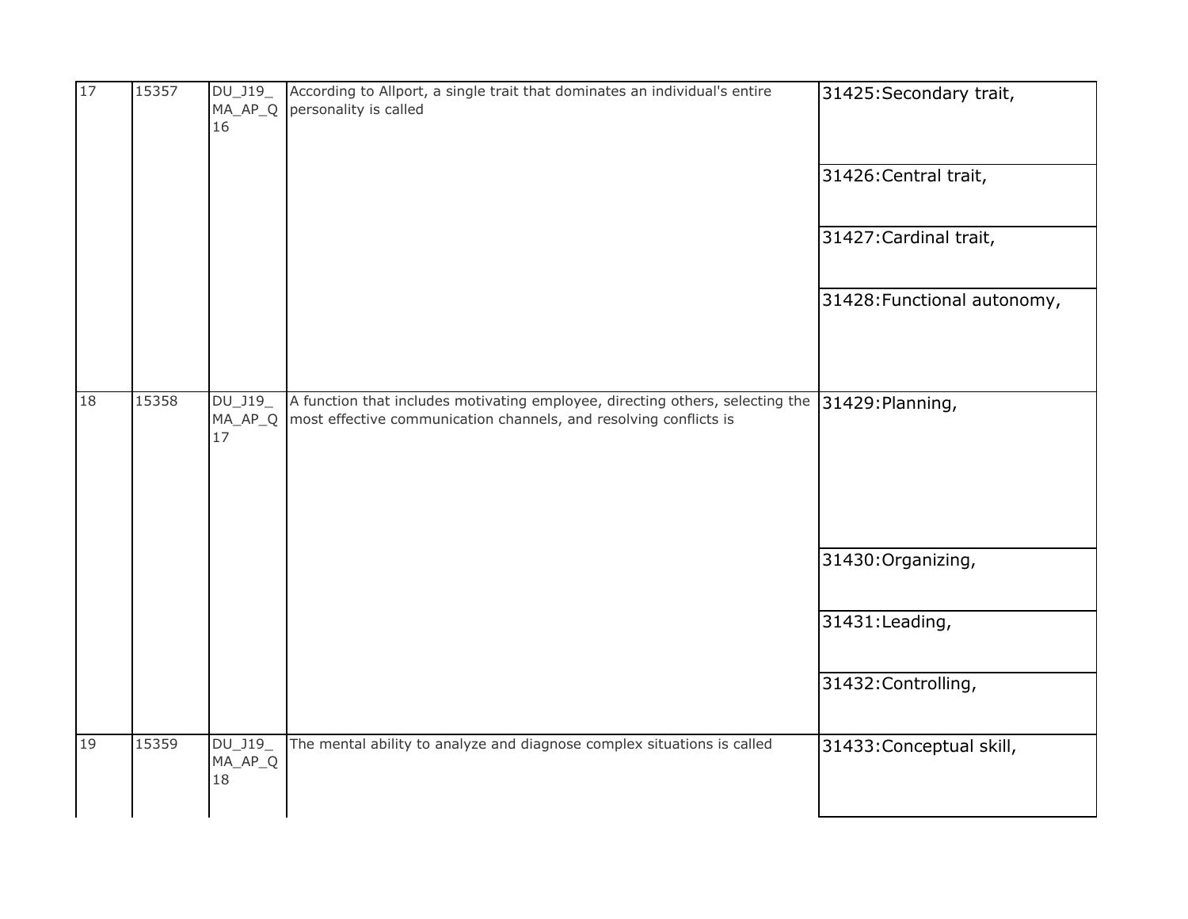| | | | | |
|---|---|---|---|---|
| 17 | 15357 | DU_J19_MA_AP_Q16 | According to Allport, a single trait that dominates an individual's entire personality is called | 31425:Secondary trait, |
| | | | | 31426:Central trait, |
| | | | | 31427:Cardinal trait, |
| | | | | 31428:Functional autonomy, |
| 18 | 15358 | DU_J19_MA_AP_Q17 | A function that includes motivating employee, directing others, selecting the most effective communication channels, and resolving conflicts is | 31429:Planning, |
| | | | | 31430:Organizing, |
| | | | | 31431:Leading, |
| | | | | 31432:Controlling, |
| 19 | 15359 | DU_J19_MA_AP_Q18 | The mental ability to analyze and diagnose complex situations is called | 31433:Conceptual skill, |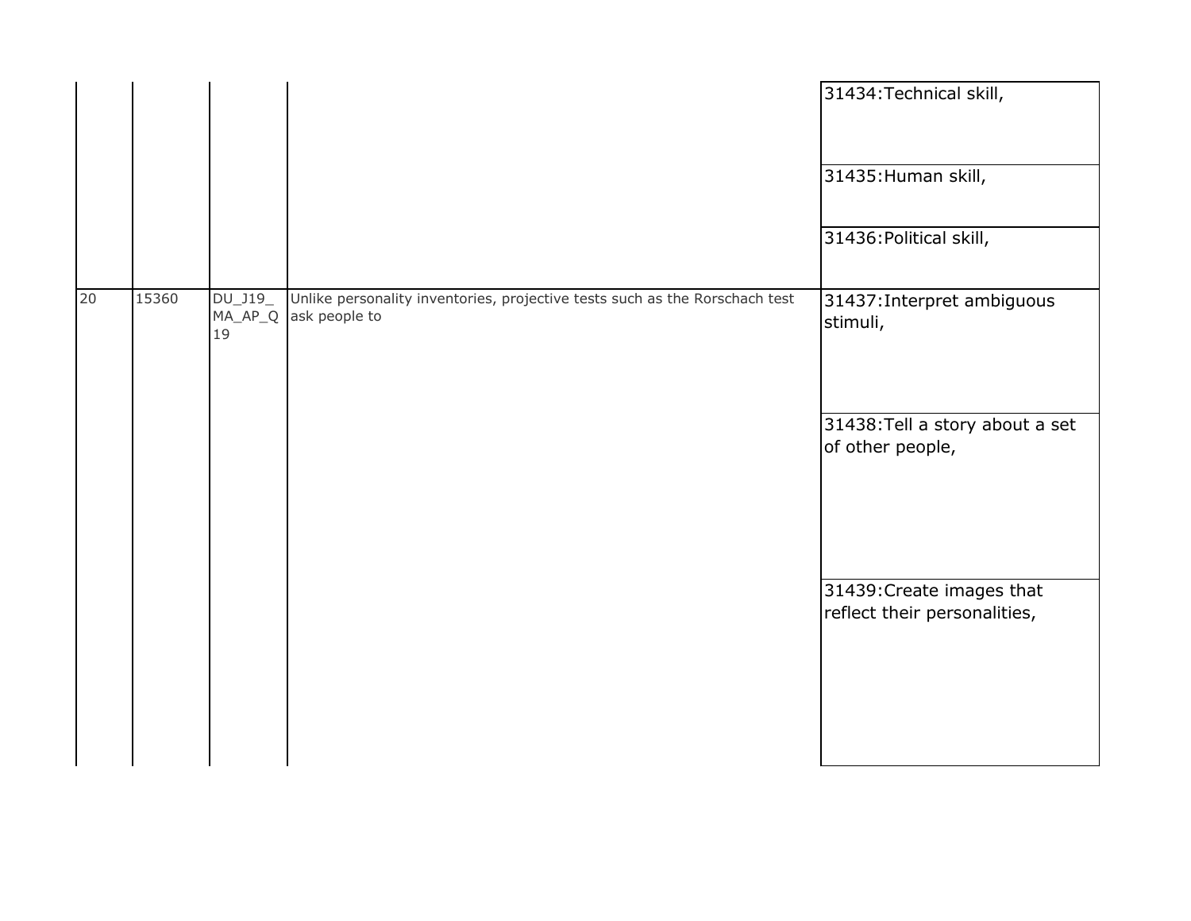| | | | | |
|---|---|---|---|---|
| | | | | 31434:Technical skill, |
| | | | | 31435:Human skill, |
| | | | | 31436:Political skill, |
| 20 | 15360 | DU_J19_MA_AP_Q19 | Unlike personality inventories, projective tests such as the Rorschach test ask people to | 31437:Interpret ambiguous stimuli, |
| | | | | 31438:Tell a story about a set of other people, |
| | | | | 31439:Create images that reflect their personalities, |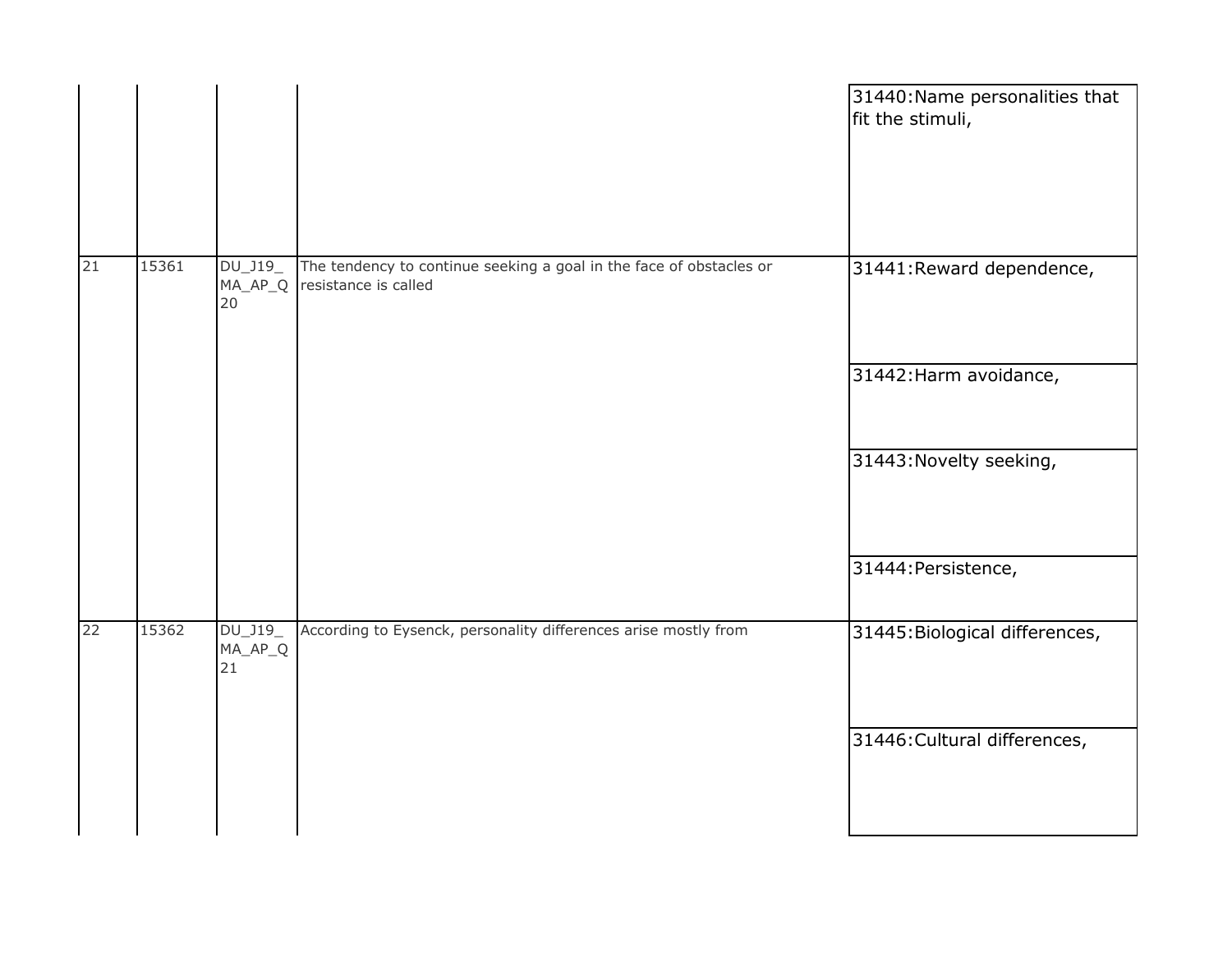| | | | | |
|---|---|---|---|---|
| | | | | 31440:Name personalities that fit the stimuli, |
| 21 | 15361 | DU_J19_MA_AP_Q20 | The tendency to continue seeking a goal in the face of obstacles or resistance is called | 31441:Reward dependence, |
| | | | | 31442:Harm avoidance, |
| | | | | 31443:Novelty seeking, |
| | | | | 31444:Persistence, |
| 22 | 15362 | DU_J19_MA_AP_Q21 | According to Eysenck, personality differences arise mostly from | 31445:Biological differences, |
| | | | | 31446:Cultural differences, |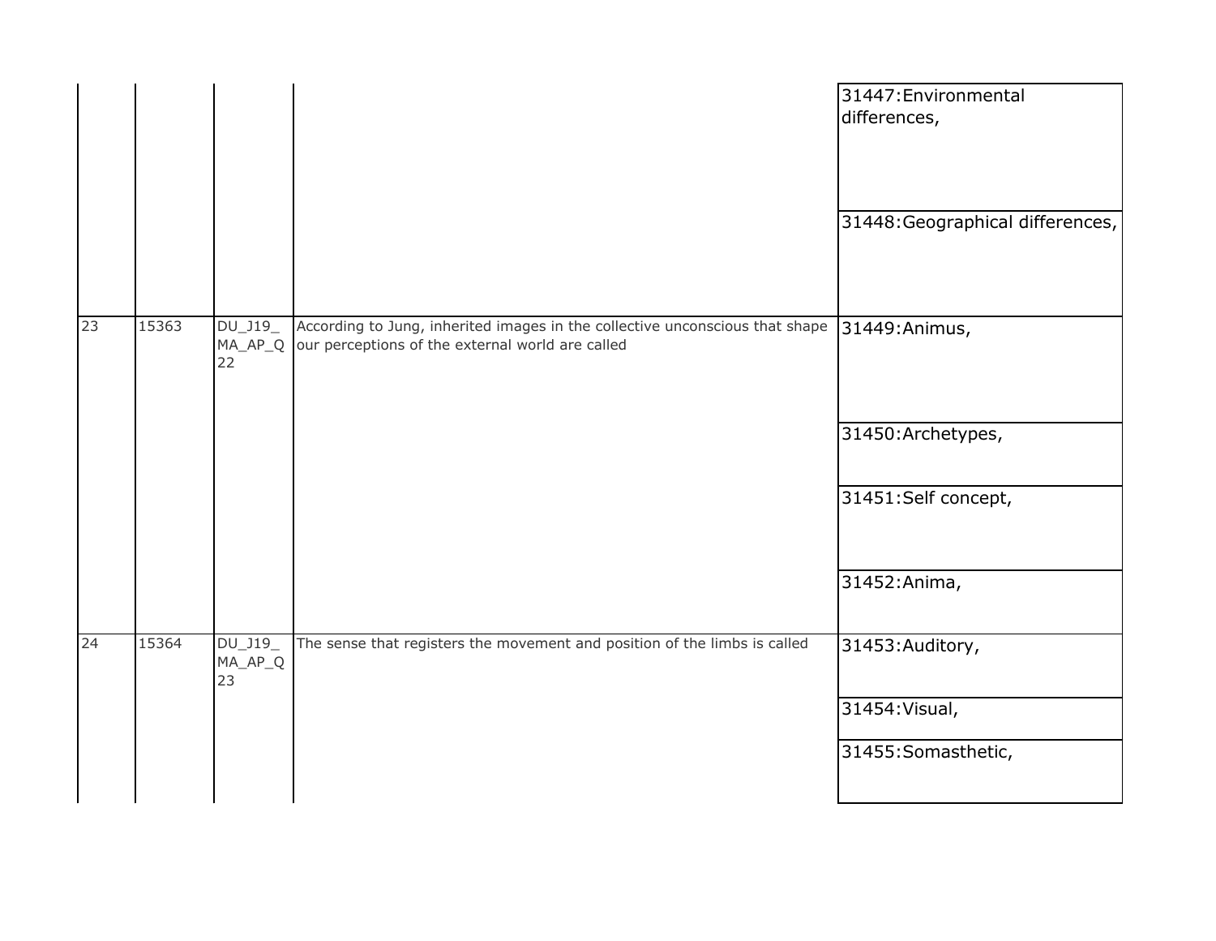| | | | | |
|---|---|---|---|---|
| | | | | 31447:Environmental differences, |
| | | | | 31448:Geographical differences, |
| 23 | 15363 | DU_J19_MA_AP_Q22 | According to Jung, inherited images in the collective unconscious that shape our perceptions of the external world are called | 31449:Animus, |
| | | | | 31450:Archetypes, |
| | | | | 31451:Self concept, |
| | | | | 31452:Anima, |
| 24 | 15364 | DU_J19_MA_AP_Q23 | The sense that registers the movement and position of the limbs is called | 31453:Auditory, |
| | | | | 31454:Visual, |
| | | | | 31455:Somasthetic, |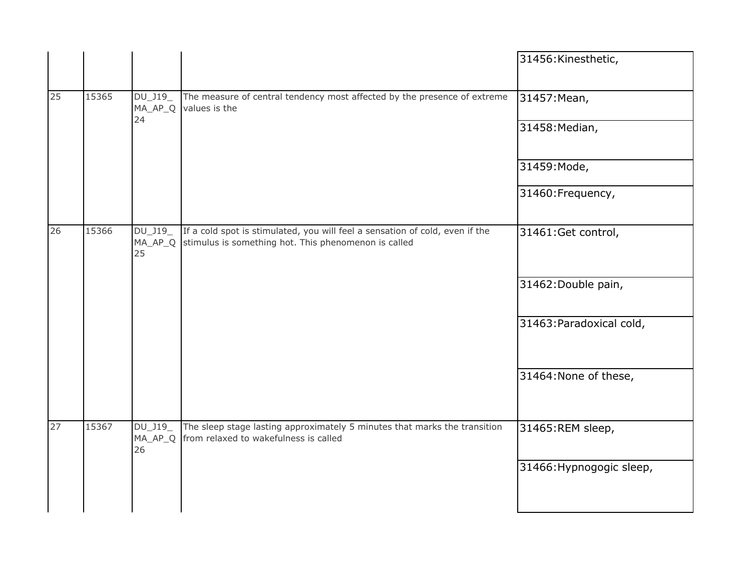| | | | | 31456:Kinesthetic, |
|---|---|---|---|---|
| 25 | 15365 | DU_J19_MA_AP_Q24 | The measure of central tendency most affected by the presence of extreme values is the | 31457:Mean, |
| | | | | 31458:Median, |
| | | | | 31459:Mode, |
| | | | | 31460:Frequency, |
| 26 | 15366 | DU_J19_MA_AP_Q25 | If a cold spot is stimulated, you will feel a sensation of cold, even if the stimulus is something hot. This phenomenon is called | 31461:Get control, |
| | | | | 31462:Double pain, |
| | | | | 31463:Paradoxical cold, |
| | | | | 31464:None of these, |
| 27 | 15367 | DU_J19_MA_AP_Q26 | The sleep stage lasting approximately 5 minutes that marks the transition from relaxed to wakefulness is called | 31465:REM sleep, |
| | | | | 31466:Hypnogogic sleep, |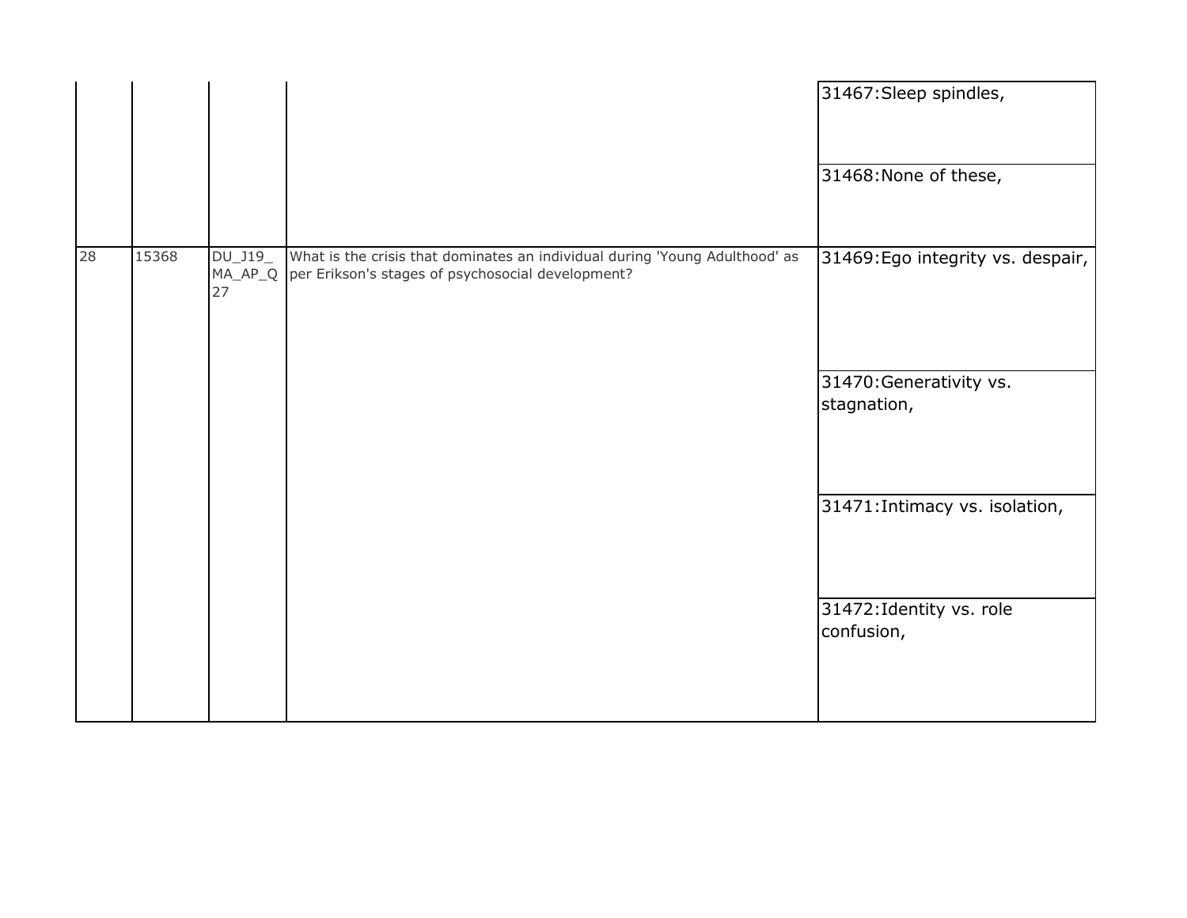| | | | | |
|---|---|---|---|---|
| | | | | 31467:Sleep spindles, |
| | | | | 31468:None of these, |
| 28 | 15368 | DU_J19_MA_AP_Q27 | What is the crisis that dominates an individual during 'Young Adulthood' as per Erikson's stages of psychosocial development? | 31469:Ego integrity vs. despair, |
| | | | | 31470:Generativity vs. stagnation, |
| | | | | 31471:Intimacy vs. isolation, |
| | | | | 31472:Identity vs. role confusion, |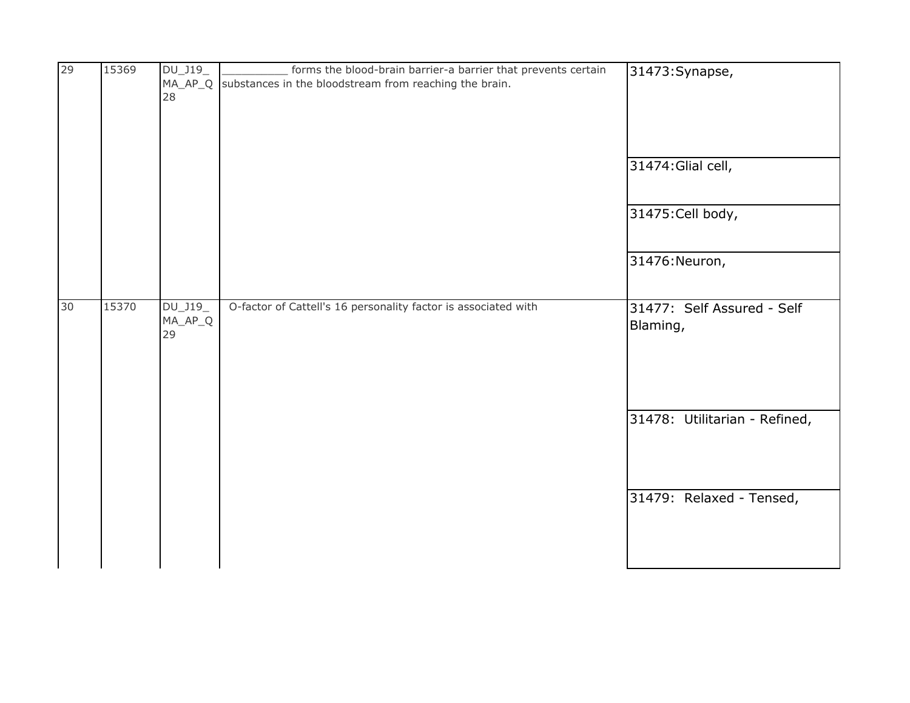| 29 | 15369 | DU_J19_MA_AP_Q28 | __________ forms the blood-brain barrier-a barrier that prevents certain substances in the bloodstream from reaching the brain. | 31473:Synapse, |
|---|---|---|---|---|
| | | | | 31474:Glial cell, |
| | | | | 31475:Cell body, |
| | | | | 31476:Neuron, |
| 30 | 15370 | DU_J19_MA_AP_Q29 | O-factor of Cattell's 16 personality factor is associated with | 31477: Self Assured - Self Blaming, |
| | | | | 31478: Utilitarian - Refined, |
| | | | | 31479: Relaxed - Tensed, |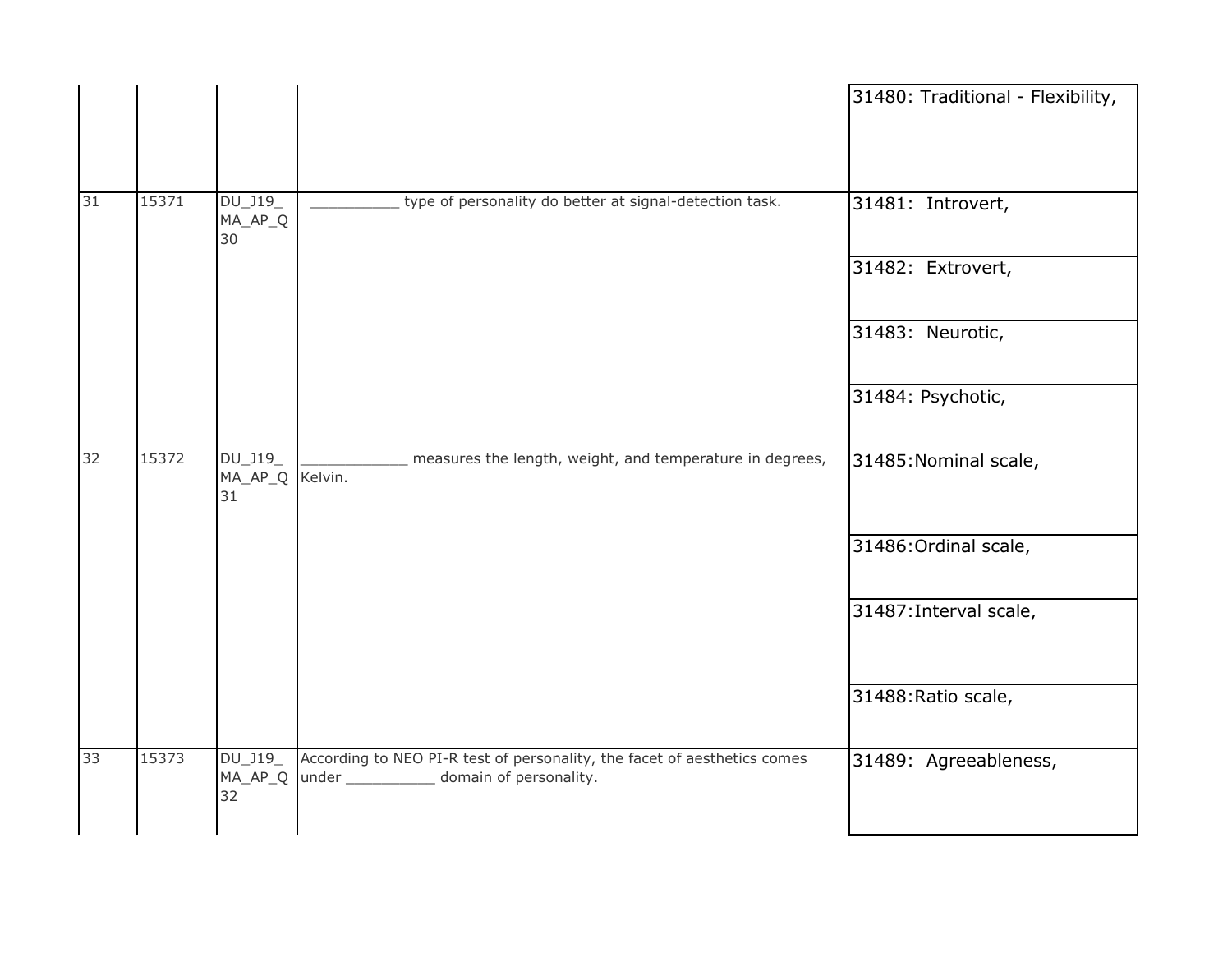| | | | | |
|---|---|---|---|---|
| | | | | 31480: Traditional - Flexibility, |
| 31 | 15371 | DU_J19_MA_AP_Q30 | __________ type of personality do better at signal-detection task. | 31481: Introvert, |
| | | | | 31482: Extrovert, |
| | | | | 31483: Neurotic, |
| | | | | 31484: Psychotic, |
| 32 | 15372 | DU_J19_MA_AP_Q31 | ____________ measures the length, weight, and temperature in degrees, Kelvin. | 31485:Nominal scale, |
| | | | | 31486:Ordinal scale, |
| | | | | 31487:Interval scale, |
| | | | | 31488:Ratio scale, |
| 33 | 15373 | DU_J19_MA_AP_Q32 | According to NEO PI-R test of personality, the facet of aesthetics comes under __________ domain of personality. | 31489: Agreeableness, |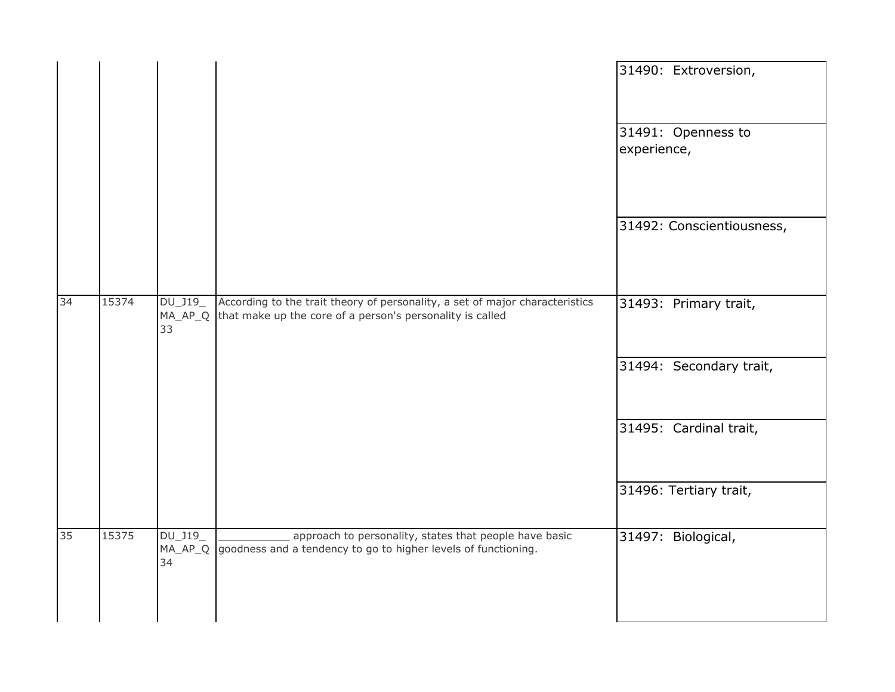| | | | | |
|---|---|---|---|---|
| | | | | 31490: Extroversion, |
| | | | | 31491: Openness to experience, |
| | | | | 31492: Conscientiousness, |
| 34 | 15374 | DU_J19_MA_AP_Q33 | According to the trait theory of personality, a set of major characteristics that make up the core of a person's personality is called | 31493: Primary trait, |
| | | | | 31494: Secondary trait, |
| | | | | 31495: Cardinal trait, |
| | | | | 31496: Tertiary trait, |
| 35 | 15375 | DU_J19_MA_AP_Q34 | ___________ approach to personality, states that people have basic goodness and a tendency to go to higher levels of functioning. | 31497: Biological, |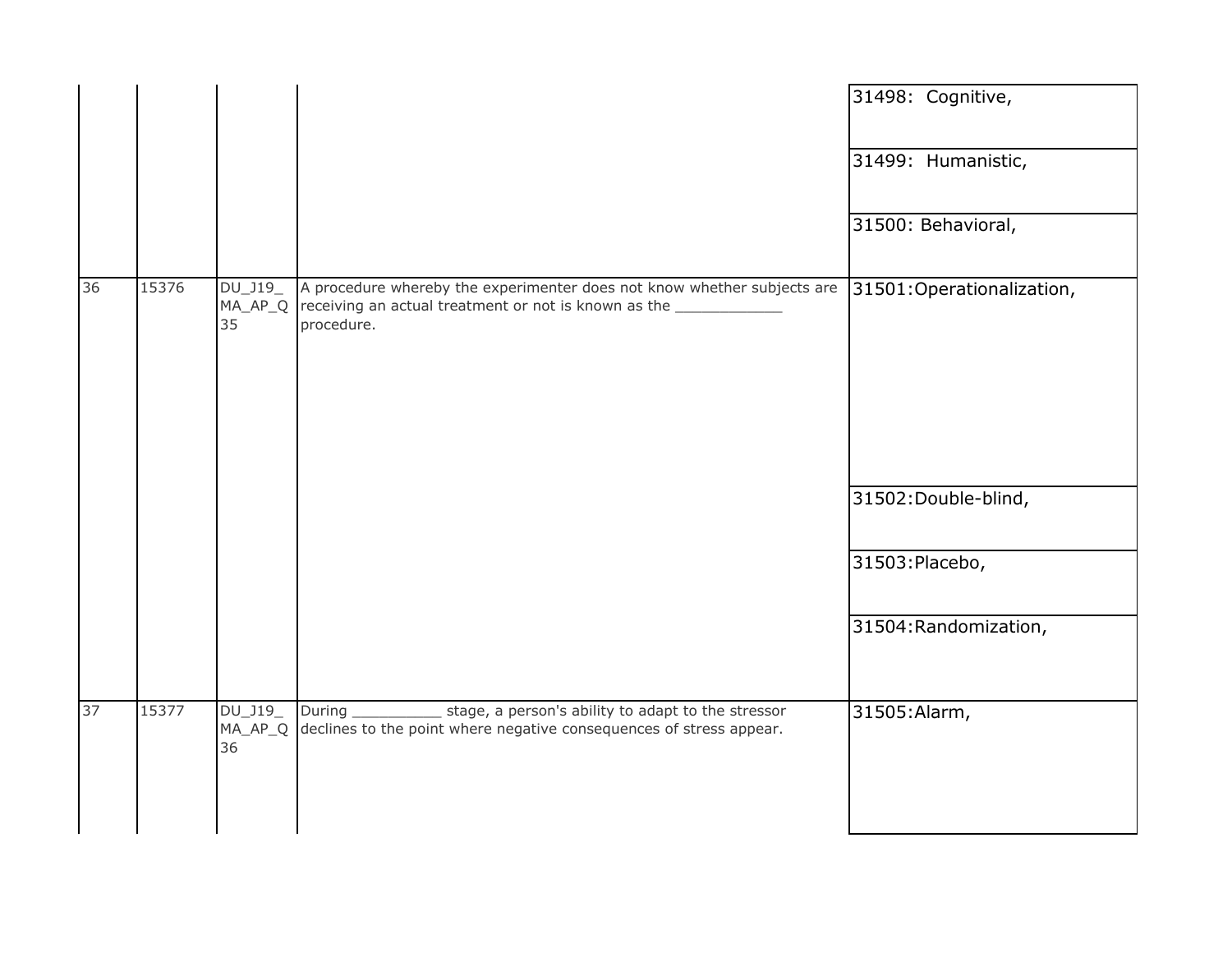| | | | | |
|---|---|---|---|---|
| | | | | 31498: Cognitive, |
| | | | | 31499: Humanistic, |
| | | | | 31500: Behavioral, |
| 36 | 15376 | DU_J19_MA_AP_Q35 | A procedure whereby the experimenter does not know whether subjects are receiving an actual treatment or not is known as the ____________ procedure. | 31501:Operationalization, |
| | | | | 31502:Double-blind, |
| | | | | 31503:Placebo, |
| | | | | 31504:Randomization, |
| 37 | 15377 | DU_J19_MA_AP_Q36 | During __________ stage, a person's ability to adapt to the stressor declines to the point where negative consequences of stress appear. | 31505:Alarm, |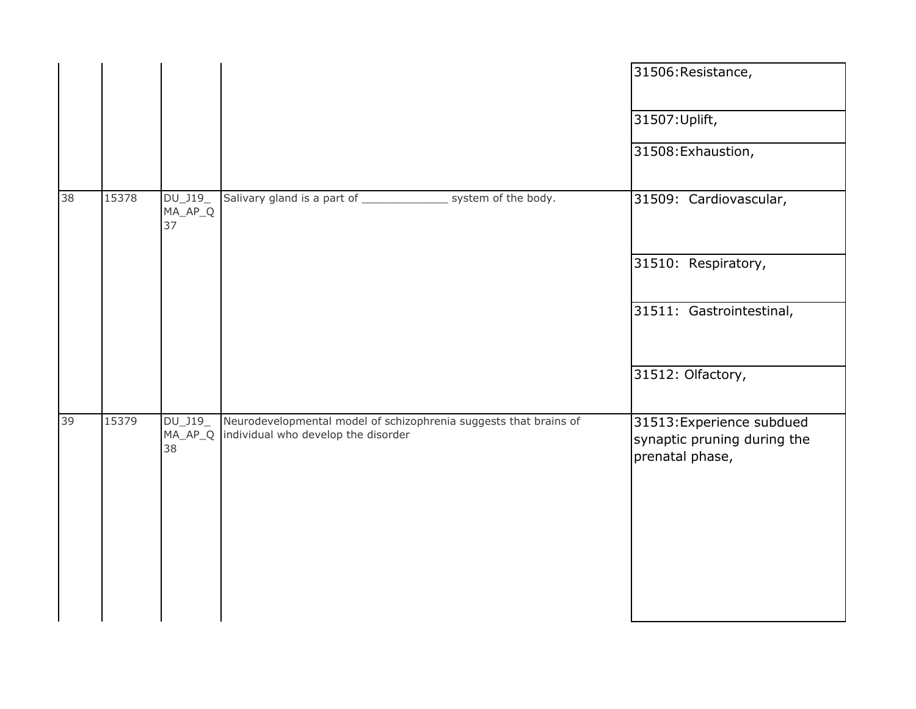| | | | | |
|---|---|---|---|---|
| | | | | 31506:Resistance, |
| | | | | 31507:Uplift, |
| | | | | 31508:Exhaustion, |
| 38 | 15378 | DU_J19_MA_AP_Q37 | Salivary gland is a part of _____________ system of the body. | 31509: Cardiovascular, |
| | | | | 31510: Respiratory, |
| | | | | 31511: Gastrointestinal, |
| | | | | 31512: Olfactory, |
| 39 | 15379 | DU_J19_MA_AP_Q38 | Neurodevelopmental model of schizophrenia suggests that brains of individual who develop the disorder | 31513:Experience subdued synaptic pruning during the prenatal phase, |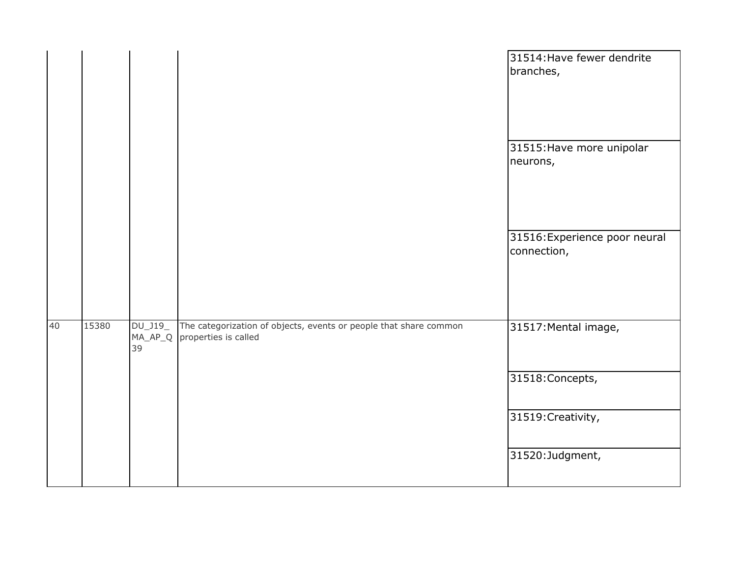| | | | | |
|---|---|---|---|---|
| | | | | 31514:Have fewer dendrite branches, |
| | | | | 31515:Have more unipolar neurons, |
| | | | | 31516:Experience poor neural connection, |
| 40 | 15380 | DU_J19_MA_AP_Q39 | The categorization of objects, events or people that share common properties is called | 31517:Mental image, |
| | | | | 31518:Concepts, |
| | | | | 31519:Creativity, |
| | | | | 31520:Judgment, |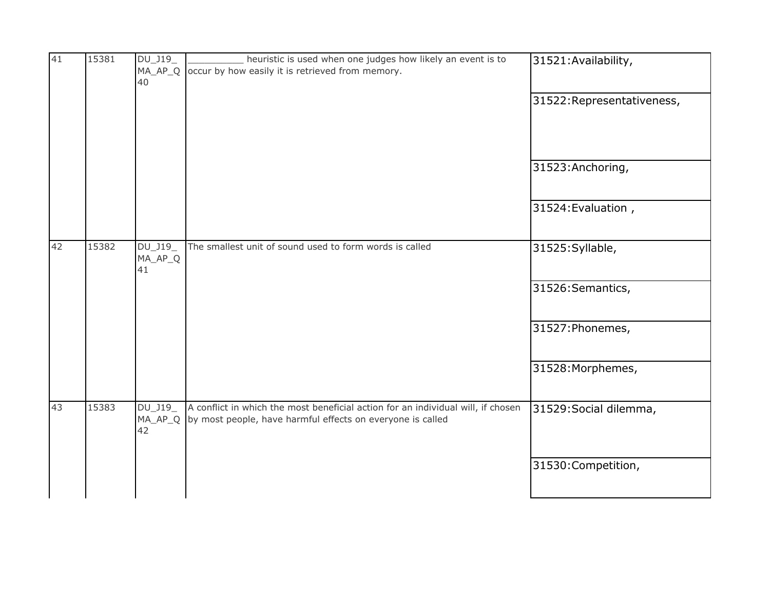| 41 | 15381 | DU_J19_MA_AP_Q40 | __________ heuristic is used when one judges how likely an event is to occur by how easily it is retrieved from memory. | 31521:Availability, |
|---|---|---|---|---|
| | | | | 31522:Representativeness, |
| | | | | 31523:Anchoring, |
| | | | | 31524:Evaluation , |
| 42 | 15382 | DU_J19_MA_AP_Q41 | The smallest unit of sound used to form words is called | 31525:Syllable, |
| | | | | 31526:Semantics, |
| | | | | 31527:Phonemes, |
| | | | | 31528:Morphemes, |
| 43 | 15383 | DU_J19_MA_AP_Q42 | A conflict in which the most beneficial action for an individual will, if chosen by most people, have harmful effects on everyone is called | 31529:Social dilemma, |
| | | | | 31530:Competition, |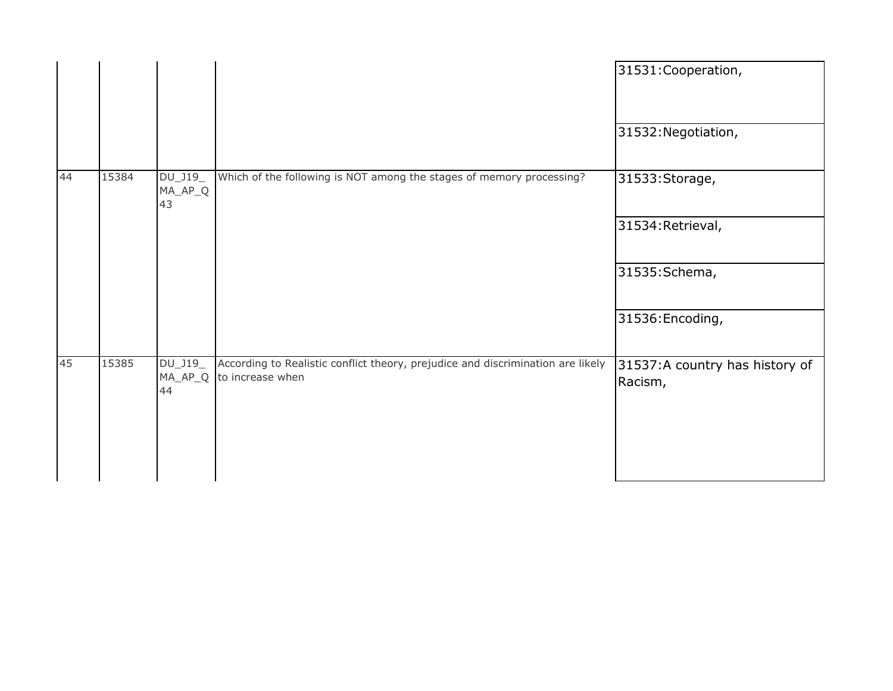| | | | | |
|---|---|---|---|---|
| | | | | 31531:Cooperation, |
| | | | | 31532:Negotiation, |
| 44 | 15384 | DU_J19_MA_AP_Q43 | Which of the following is NOT among the stages of memory processing? | 31533:Storage, |
| | | | | 31534:Retrieval, |
| | | | | 31535:Schema, |
| | | | | 31536:Encoding, |
| 45 | 15385 | DU_J19_MA_AP_Q44 | According to Realistic conflict theory, prejudice and discrimination are likely to increase when | 31537:A country has history of Racism, |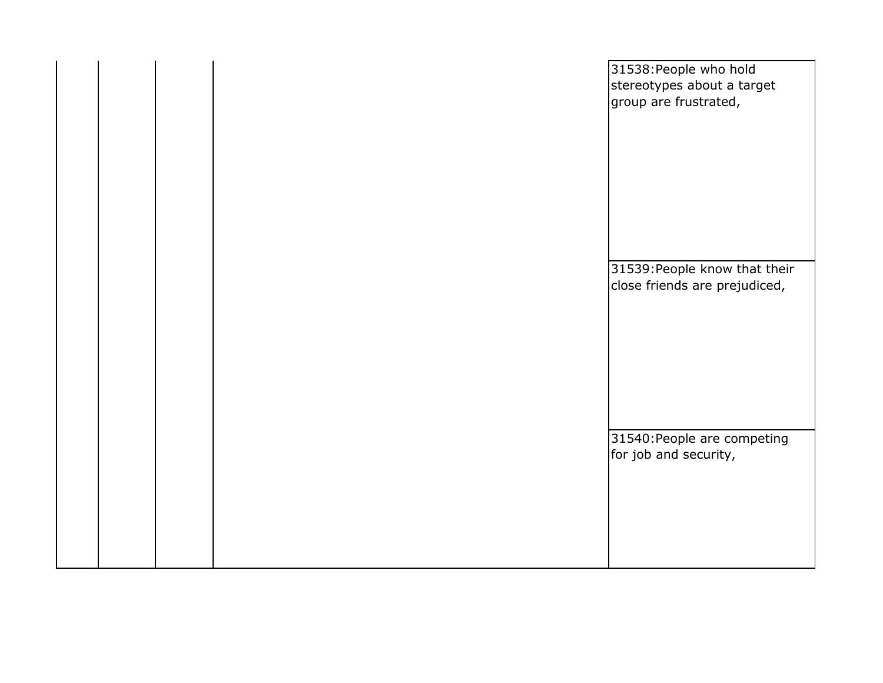| | | | | |
|---|---|---|---|---|
| | | | | 31538:People who hold stereotypes about a target group are frustrated, |
| | | | | 31539:People know that their close friends are prejudiced, |
| | | | | 31540:People are competing for job and security, |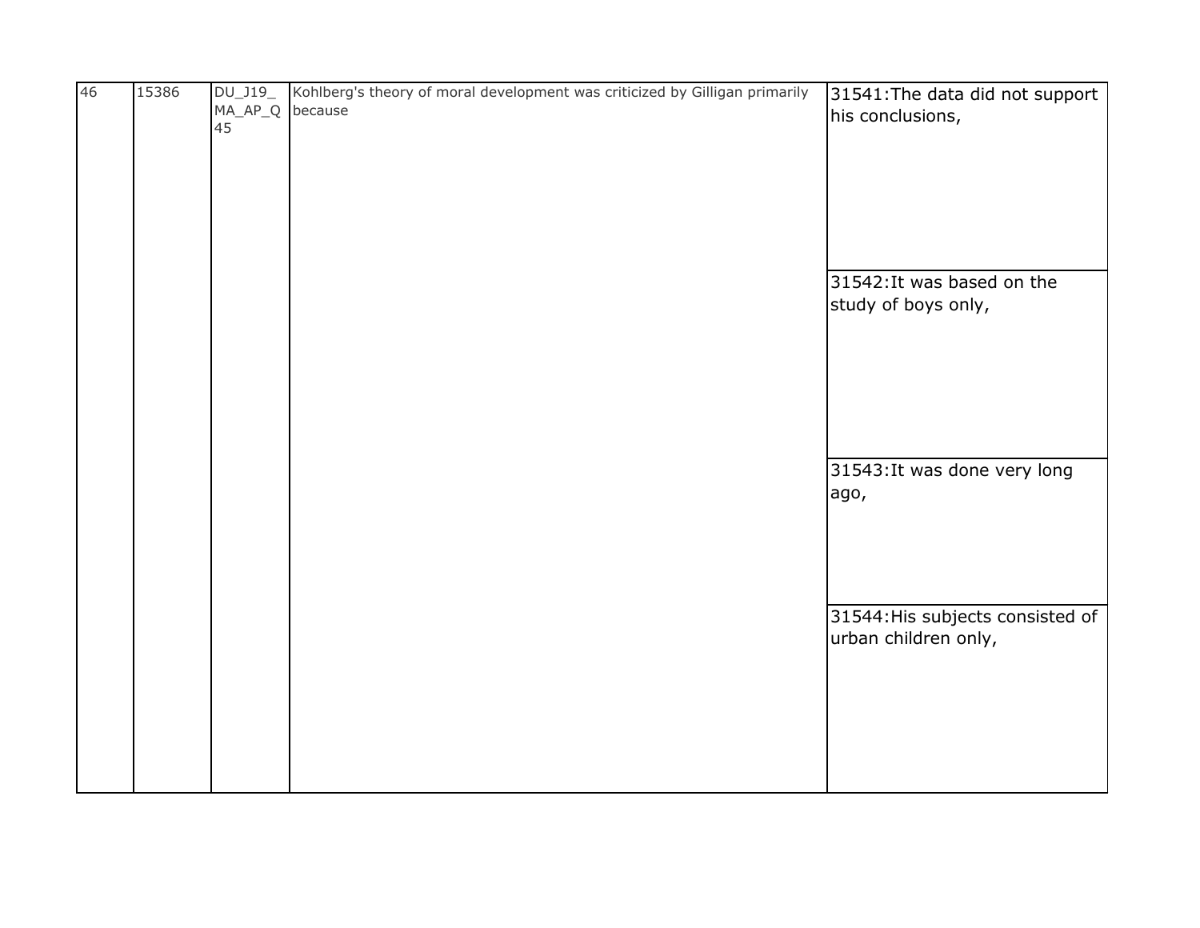| 46 | 15386 | DU_J19_MA_AP_Q45 | Kohlberg's theory of moral development was criticized by Gilligan primarily because | 31541:The data did not support his conclusions, |
|---|---|---|---|---|
| | | | | 31542:It was based on the study of boys only, |
| | | | | 31543:It was done very long ago, |
| | | | | 31544:His subjects consisted of urban children only, |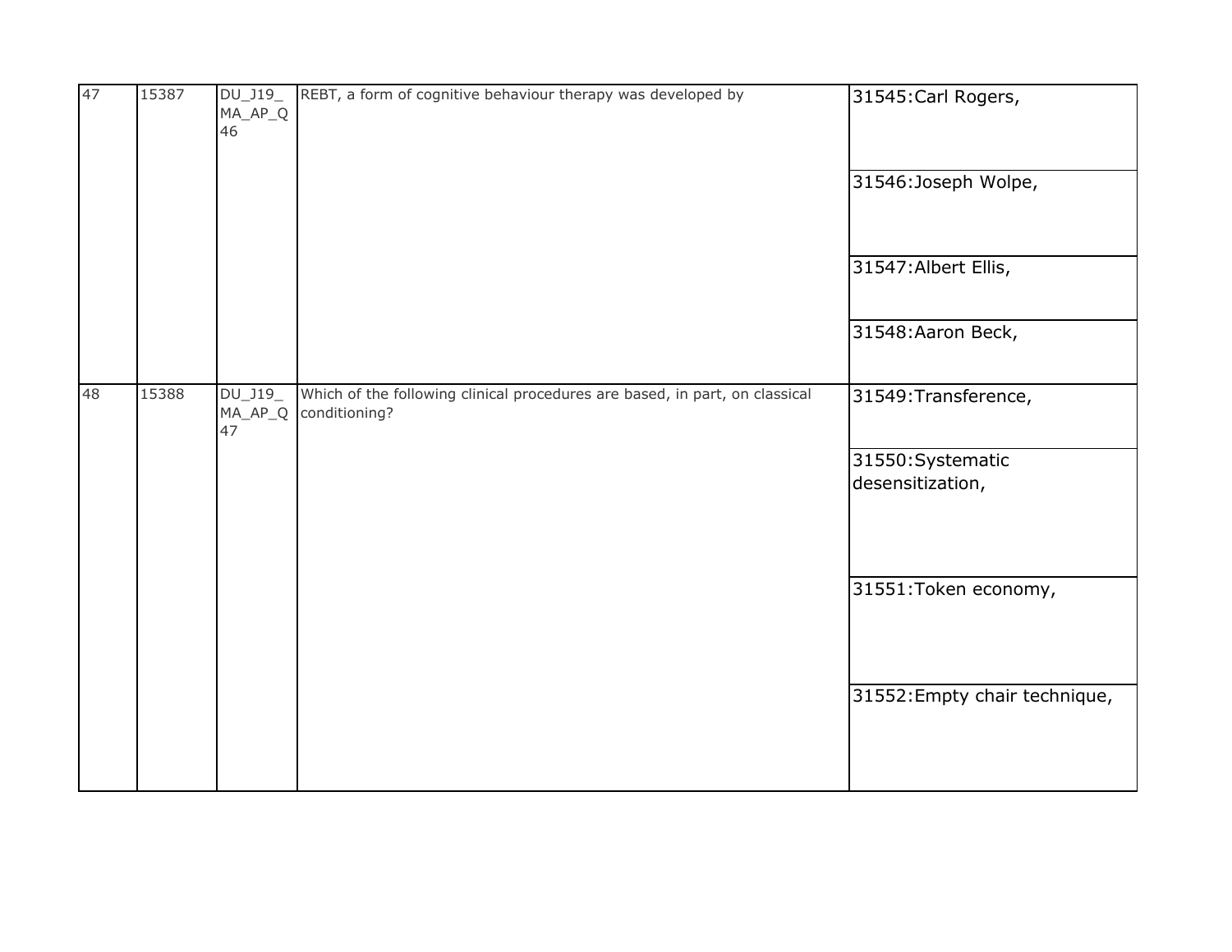| | | | | |
|---|---|---|---|---|
| 47 | 15387 | DU_J19_MA_AP_Q46 | REBT, a form of cognitive behaviour therapy was developed by | 31545:Carl Rogers, |
| | | | | 31546:Joseph Wolpe, |
| | | | | 31547:Albert Ellis, |
| | | | | 31548:Aaron Beck, |
| 48 | 15388 | DU_J19_MA_AP_Q47 | Which of the following clinical procedures are based, in part, on classical conditioning? | 31549:Transference, |
| | | | | 31550:Systematic desensitization, |
| | | | | 31551:Token economy, |
| | | | | 31552:Empty chair technique, |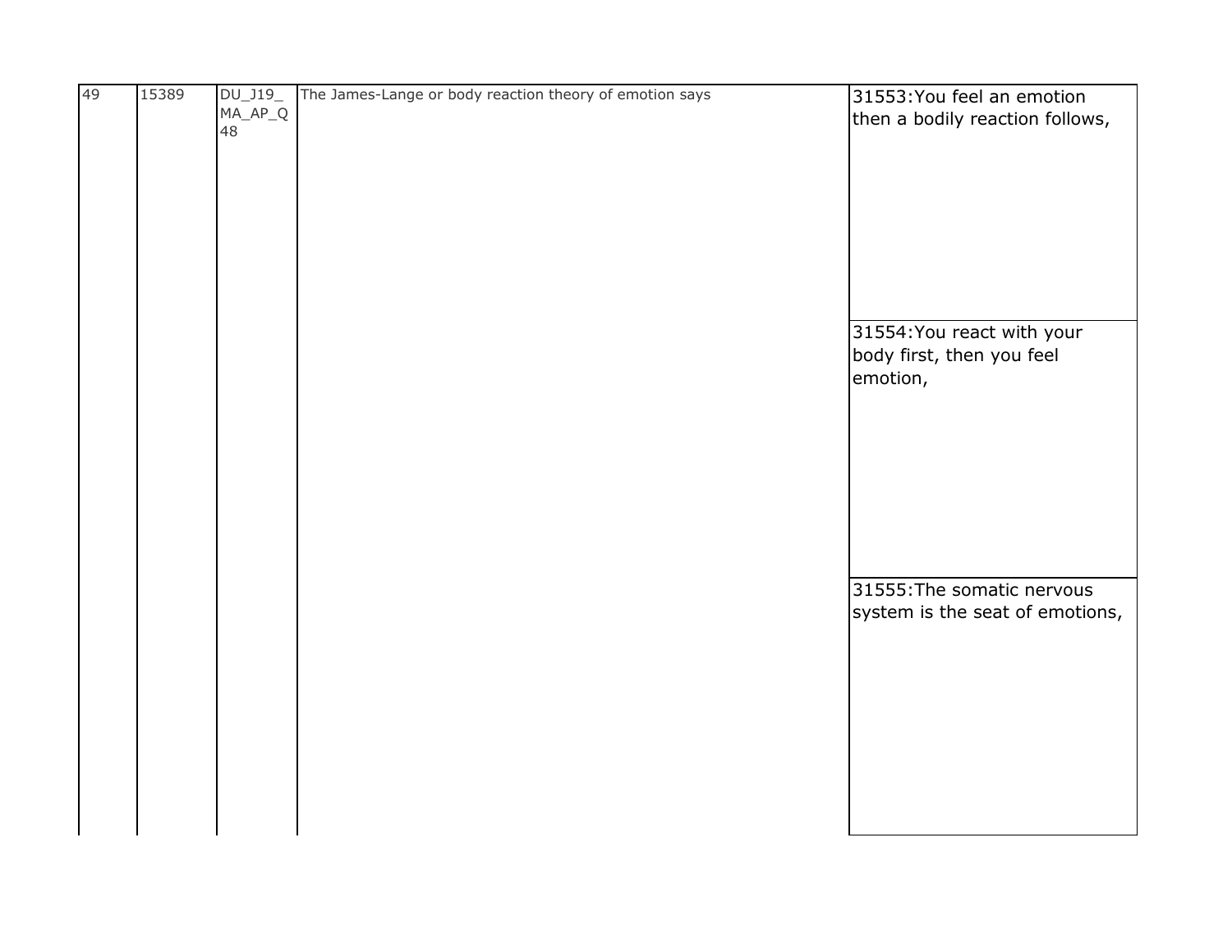| 49 | 15389 | DU_J19_MA_AP_Q48 | The James-Lange or body reaction theory of emotion says | 31553:You feel an emotion then a bodily reaction follows, |
|---|---|---|---|---|
| | | | | 31554:You react with your body first, then you feel emotion, |
| | | | | 31555:The somatic nervous system is the seat of emotions, |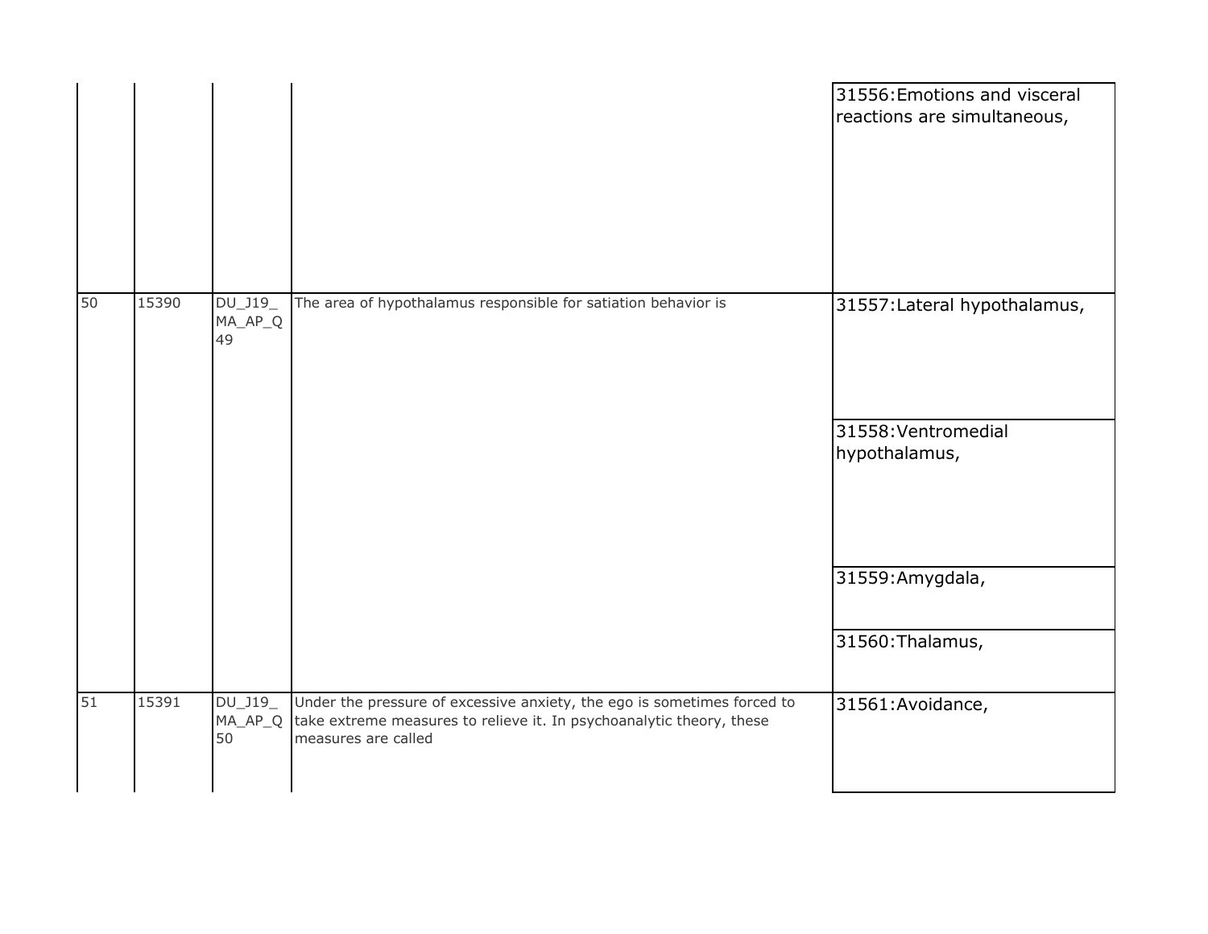| | | | | |
|---|---|---|---|---|
| | | | | 31556:Emotions and visceral reactions are simultaneous, |
| 50 | 15390 | DU_J19_MA_AP_Q49 | The area of hypothalamus responsible for satiation behavior is | 31557:Lateral hypothalamus, |
| | | | | 31558:Ventromedial hypothalamus, |
| | | | | 31559:Amygdala, |
| | | | | 31560:Thalamus, |
| 51 | 15391 | DU_J19_MA_AP_Q50 | Under the pressure of excessive anxiety, the ego is sometimes forced to take extreme measures to relieve it. In psychoanalytic theory, these measures are called | 31561:Avoidance, |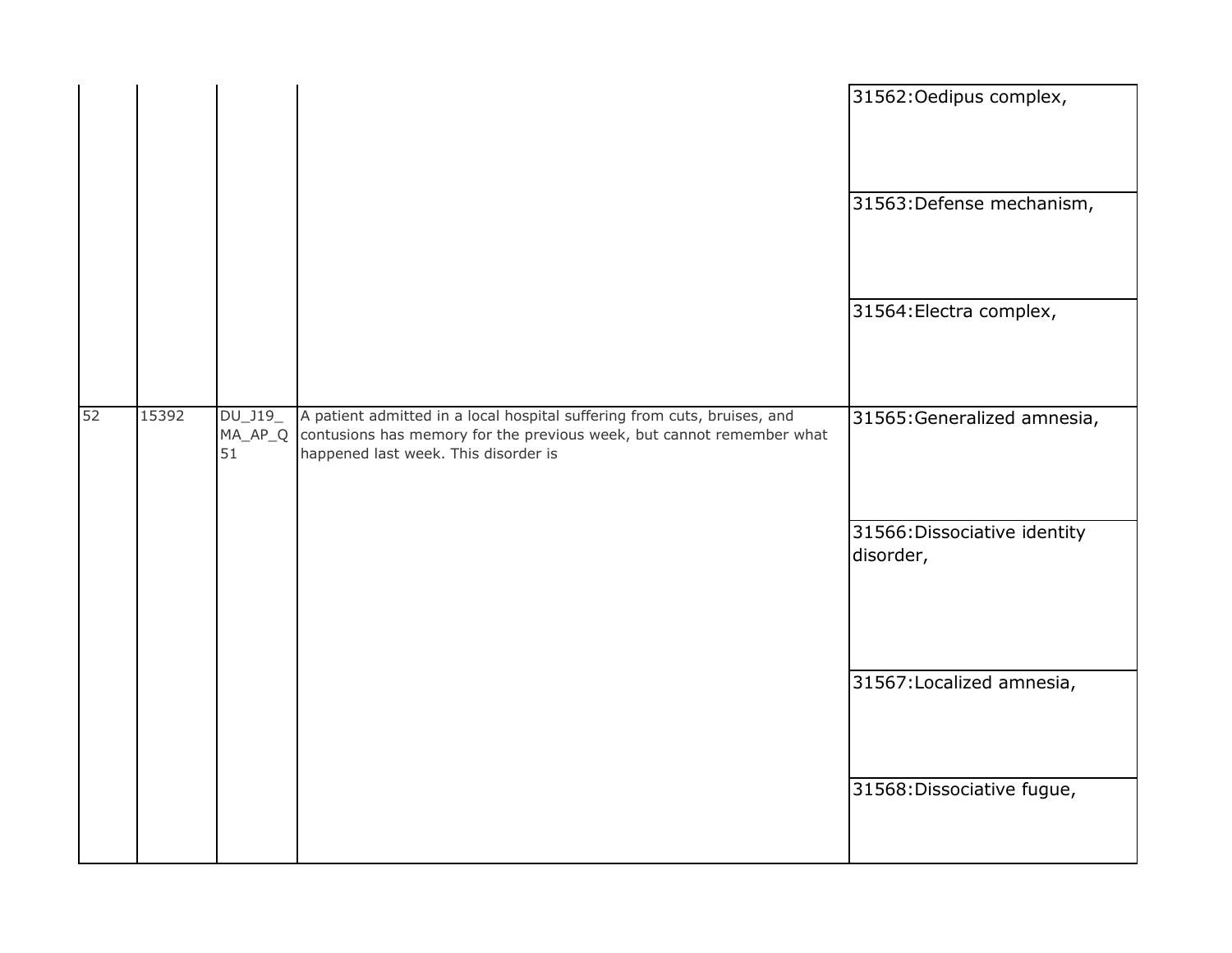| | | | | |
|---|---|---|---|---|
| | | | | 31562:Oedipus complex, |
| | | | | 31563:Defense mechanism, |
| | | | | 31564:Electra complex, |
| 52 | 15392 | DU_J19_MA_AP_Q51 | A patient admitted in a local hospital suffering from cuts, bruises, and contusions has memory for the previous week, but cannot remember what happened last week. This disorder is | 31565:Generalized amnesia, |
| | | | | 31566:Dissociative identity disorder, |
| | | | | 31567:Localized amnesia, |
| | | | | 31568:Dissociative fugue, |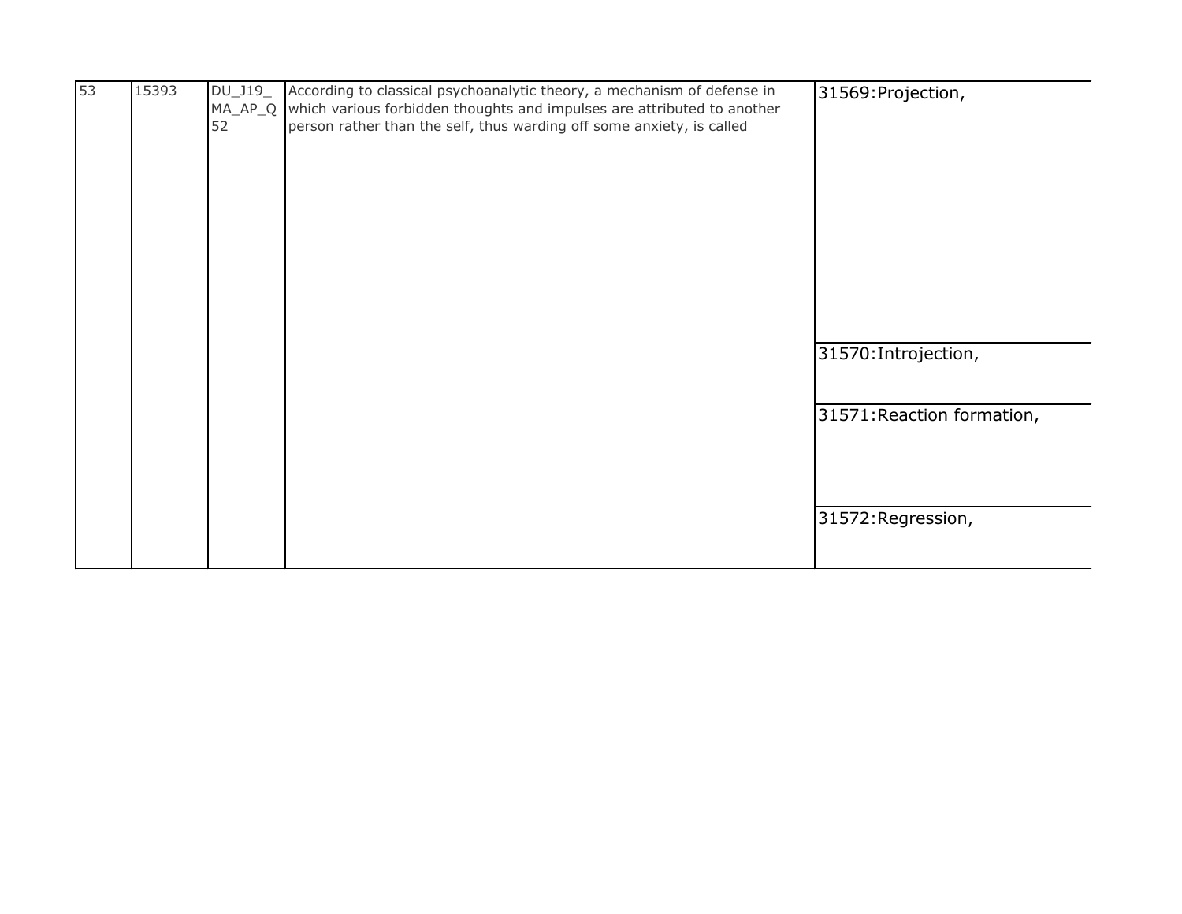| 53 | 15393 | DU_J19_MA_AP_Q52 | According to classical psychoanalytic theory, a mechanism of defense in which various forbidden thoughts and impulses are attributed to another person rather than the self, thus warding off some anxiety, is called | 31569:Projection, |
|---|---|---|---|---|
| | | | | 31570:Introjection, |
| | | | | 31571:Reaction formation, |
| | | | | 31572:Regression, |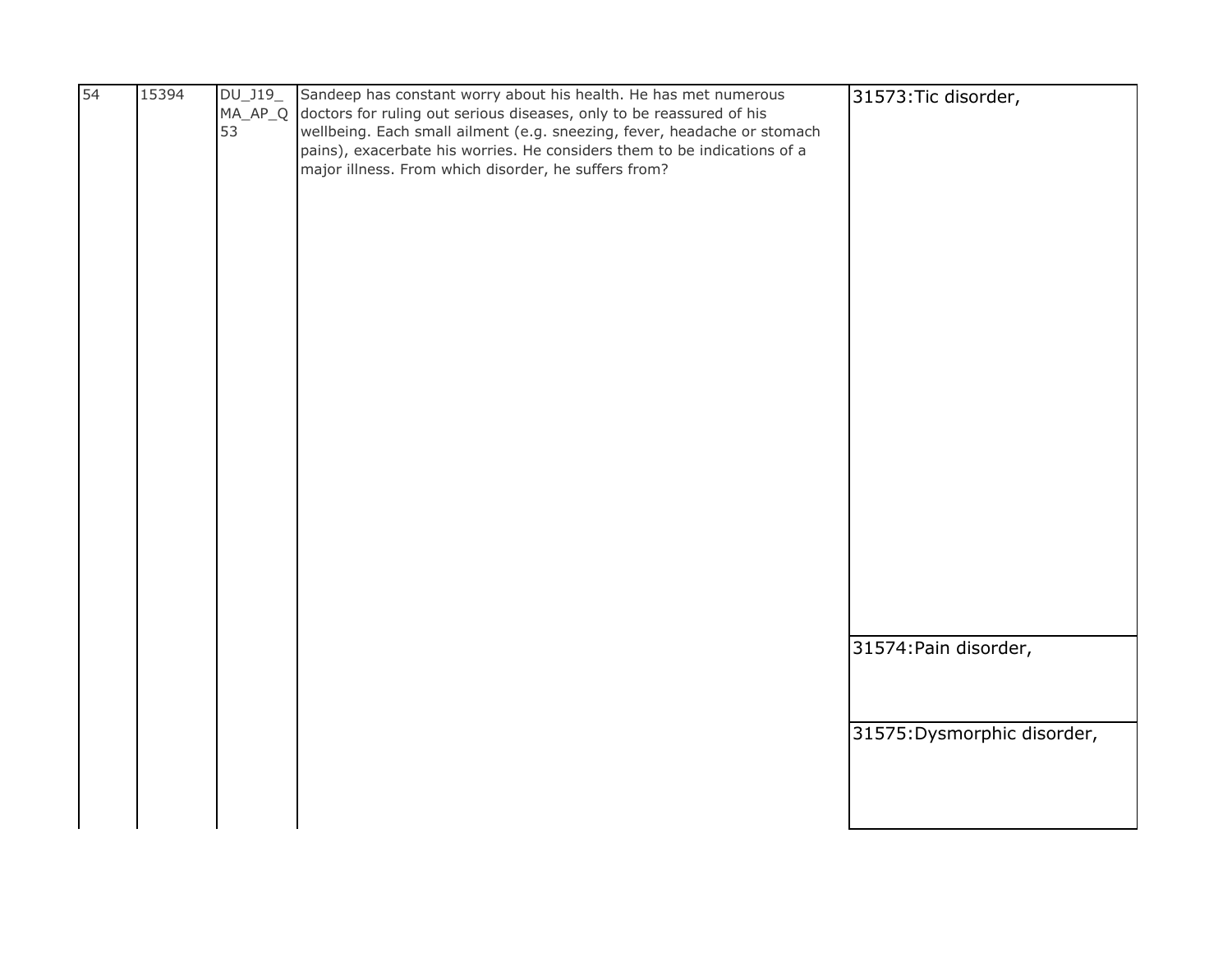| 54 | 15394 | DU_J19_MA_AP_Q53 | Sandeep has constant worry about his health. He has met numerous doctors for ruling out serious diseases, only to be reassured of his wellbeing. Each small ailment (e.g. sneezing, fever, headache or stomach pains), exacerbate his worries. He considers them to be indications of a major illness. From which disorder, he suffers from? | 31573:Tic disorder, |
|---|---|---|---|---|
| | | | | 31574:Pain disorder, |
| | | | | 31575:Dysmorphic disorder, |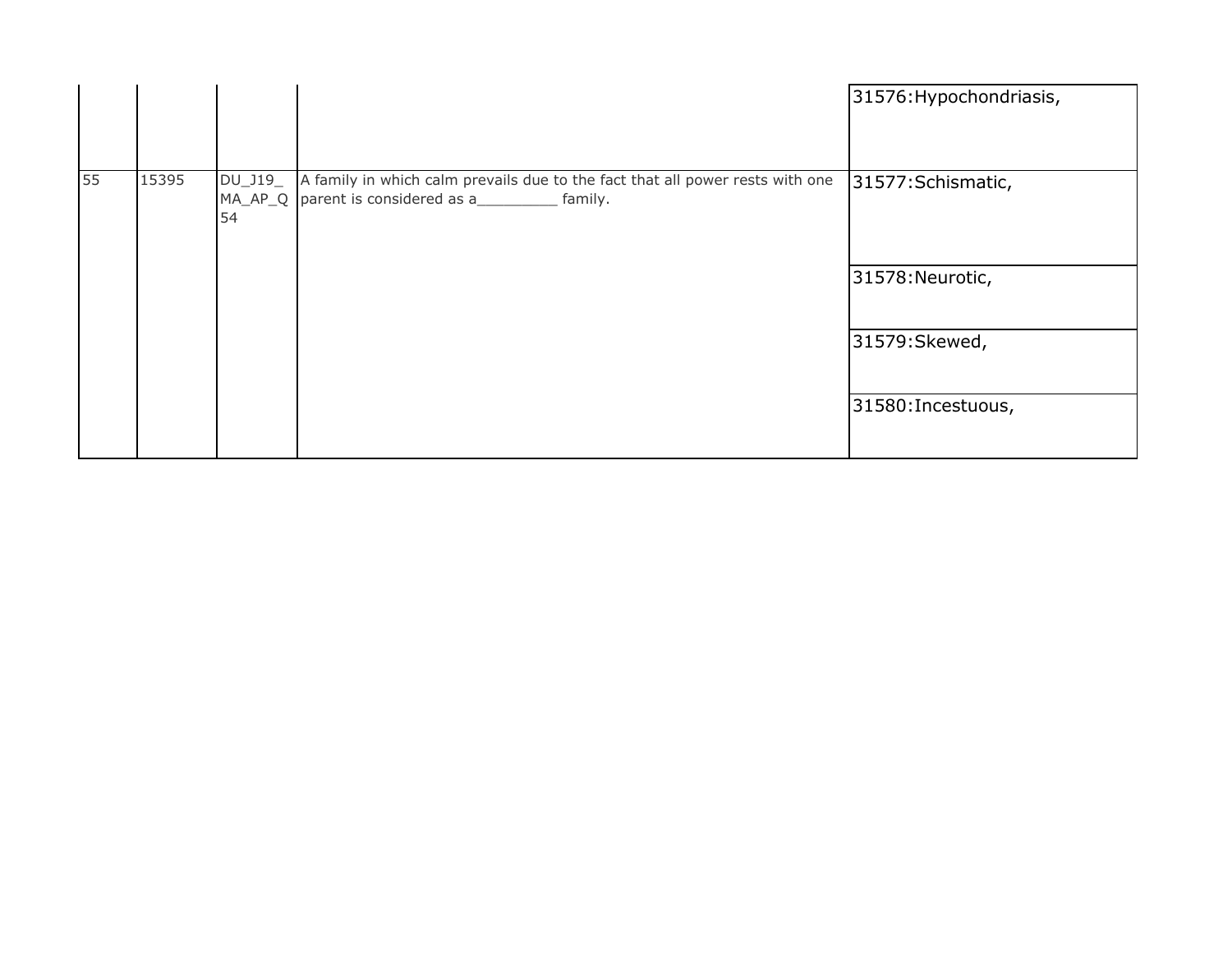| | | | | |
|---|---|---|---|---|
| | | | | 31576:Hypochondriasis, |
| 55 | 15395 | DU_J19_MA_AP_Q54 | A family in which calm prevails due to the fact that all power rests with one parent is considered as a_________ family. | 31577:Schismatic, |
| | | | | 31578:Neurotic, |
| | | | | 31579:Skewed, |
| | | | | 31580:Incestuous, |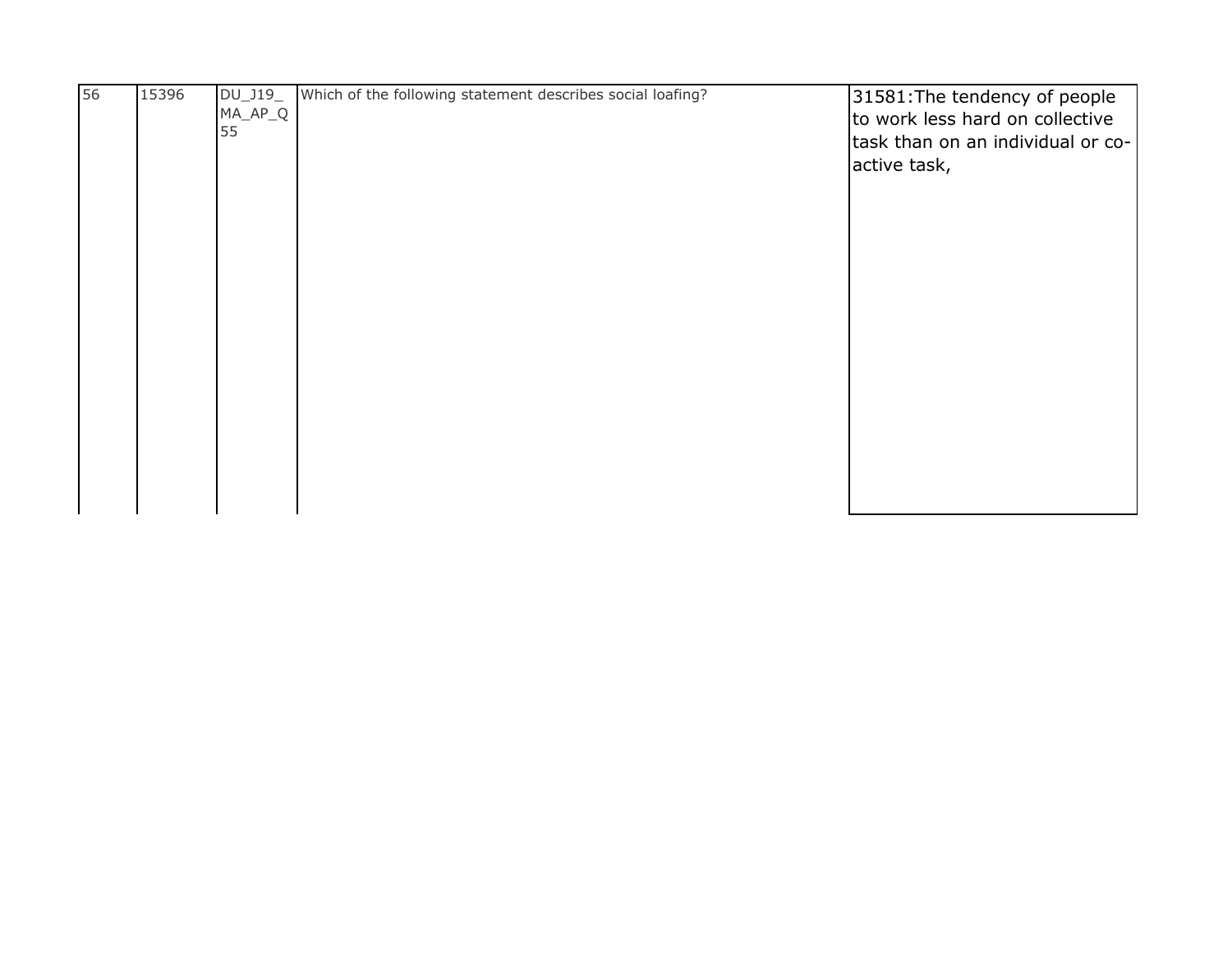| 56 | 15396 | DU_J19_MA_AP_Q55 | Which of the following statement describes social loafing? | 31581:The tendency of people to work less hard on collective task than on an individual or co-active task, |
|---|---|---|---|---|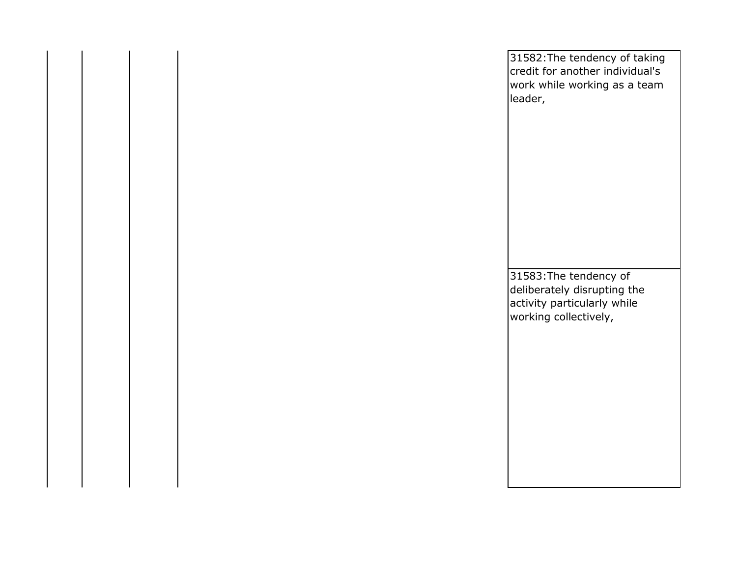| | | | | |
|---|---|---|---|---|
| | | | | 31582:The tendency of taking credit for another individual's work while working as a team leader, |
| | | | | 31583:The tendency of deliberately disrupting the activity particularly while working collectively, |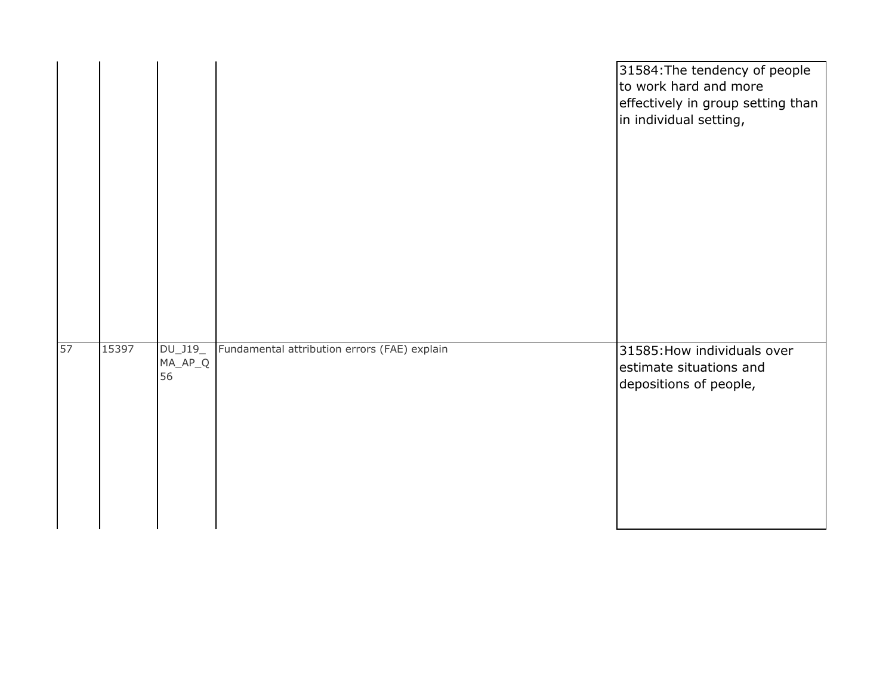| | | | | |
|---|---|---|---|---|
| | | | | 31584:The tendency of people to work hard and more effectively in group setting than in individual setting, |
| 57 | 15397 | DU_J19_MA_AP_Q56 | Fundamental attribution errors (FAE) explain | 31585:How individuals over estimate situations and depositions of people, |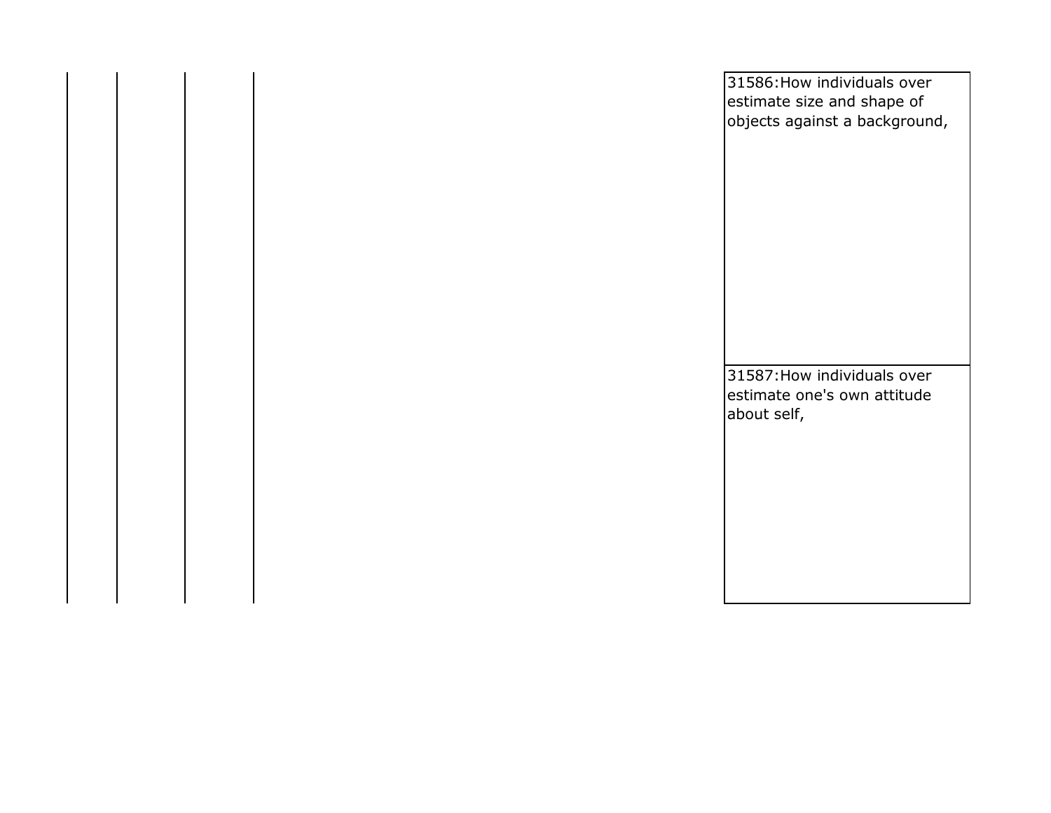|  |  |  |  |  |  |
|---|---|---|---|---|---|
|  |  |  |  |  | 31586:How individuals over estimate size and shape of objects against a background, |
|  |  |  |  |  | 31587:How individuals over estimate one's own attitude about self, |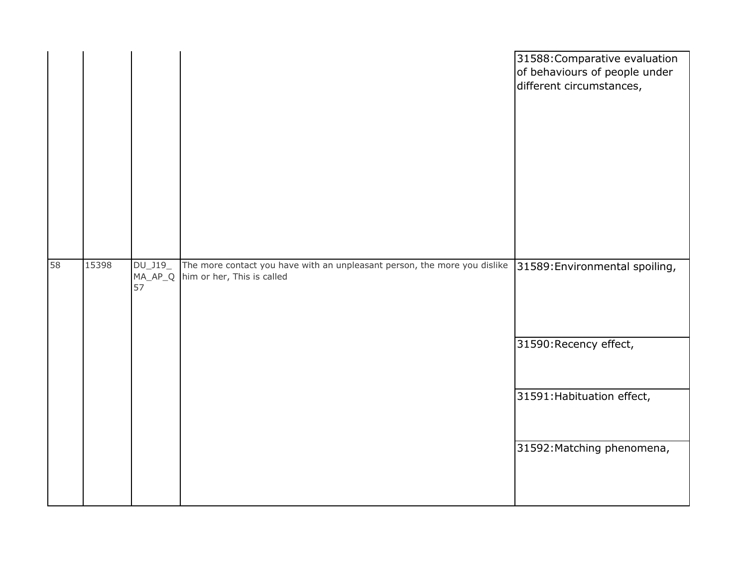| | | | | |
|---|---|---|---|---|
| | | | | 31588:Comparative evaluation of behaviours of people under different circumstances, |
| 58 | 15398 | DU_J19_MA_AP_Q57 | The more contact you have with an unpleasant person, the more you dislike him or her, This is called | 31589:Environmental spoiling, |
| | | | | 31590:Recency effect, |
| | | | | 31591:Habituation effect, |
| | | | | 31592:Matching phenomena, |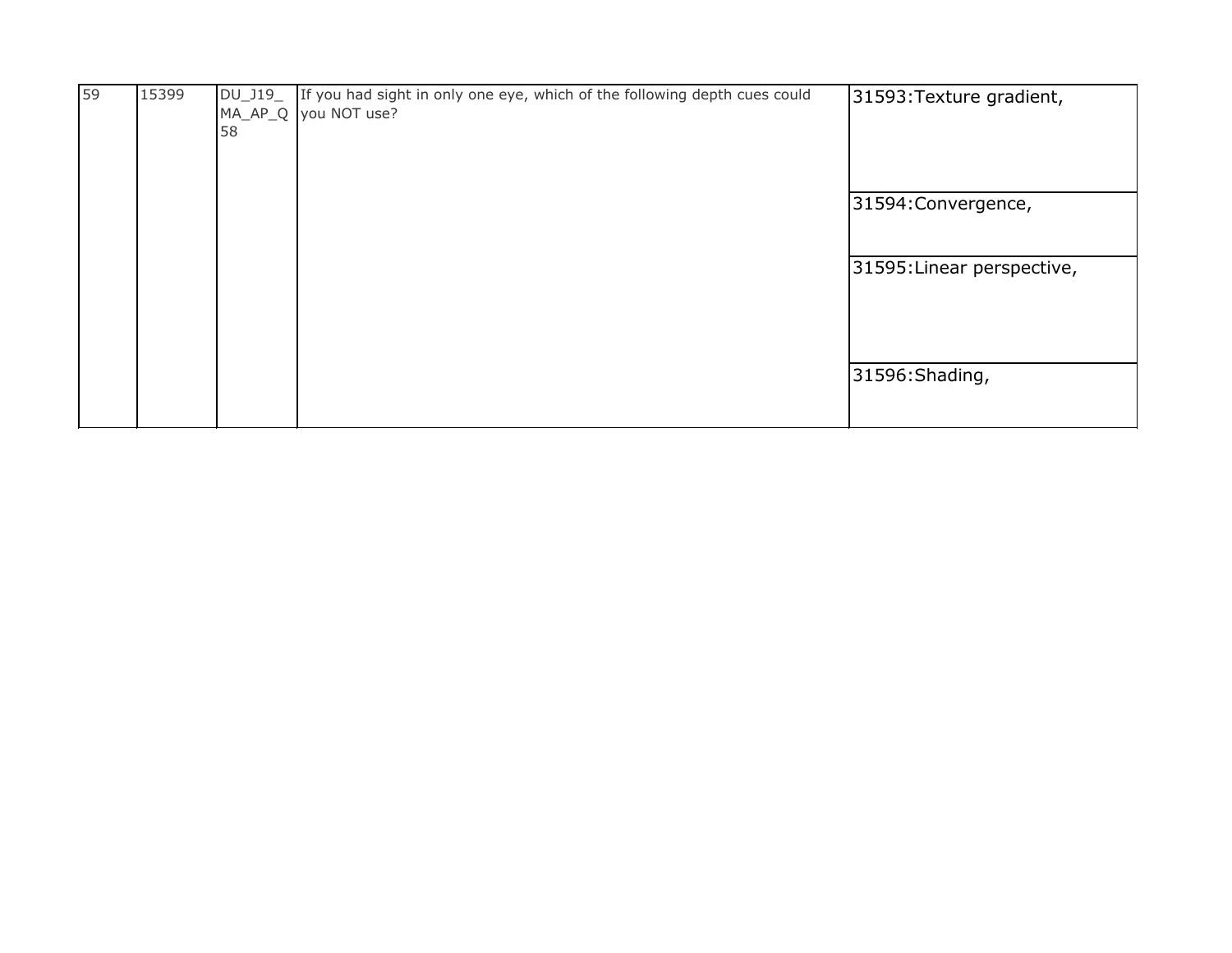| 59 | 15399 | DU_J19_MA_AP_Q58 | If you had sight in only one eye, which of the following depth cues could you NOT use? | 31593:Texture gradient, |
|---|---|---|---|---|
| | | | | 31594:Convergence, |
| | | | | 31595:Linear perspective, |
| | | | | 31596:Shading, |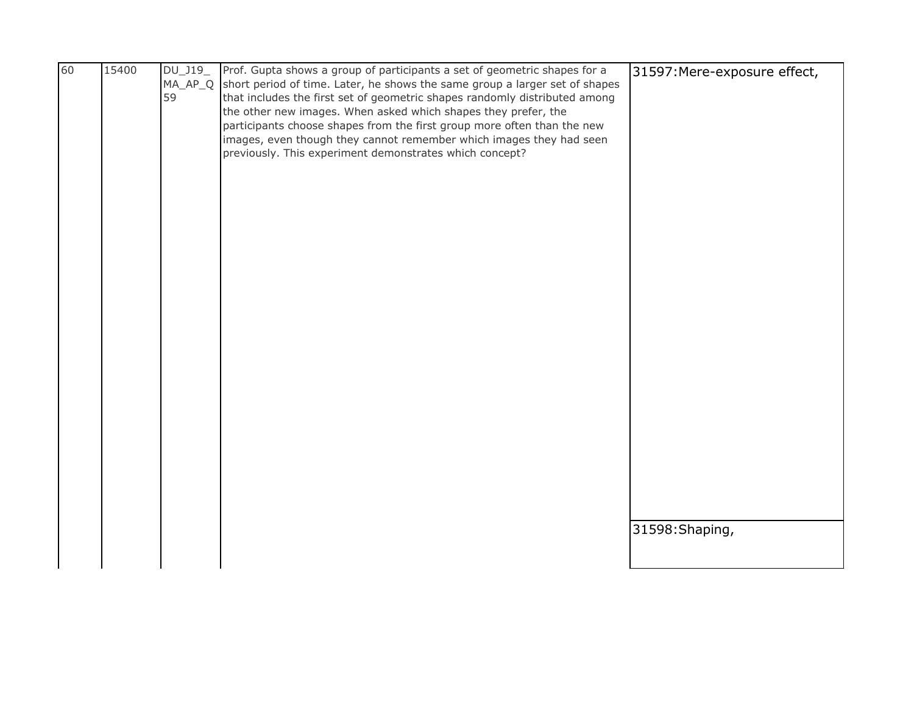| 60 | 15400 | DU_J19_MA_AP_Q59 | Prof. Gupta shows a group of participants a set of geometric shapes for a short period of time. Later, he shows the same group a larger set of shapes that includes the first set of geometric shapes randomly distributed among the other new images. When asked which shapes they prefer, the participants choose shapes from the first group more often than the new images, even though they cannot remember which images they had seen previously. This experiment demonstrates which concept? | 31597:Mere-exposure effect, |
|---|---|---|---|---|
| | | | | 31598:Shaping, |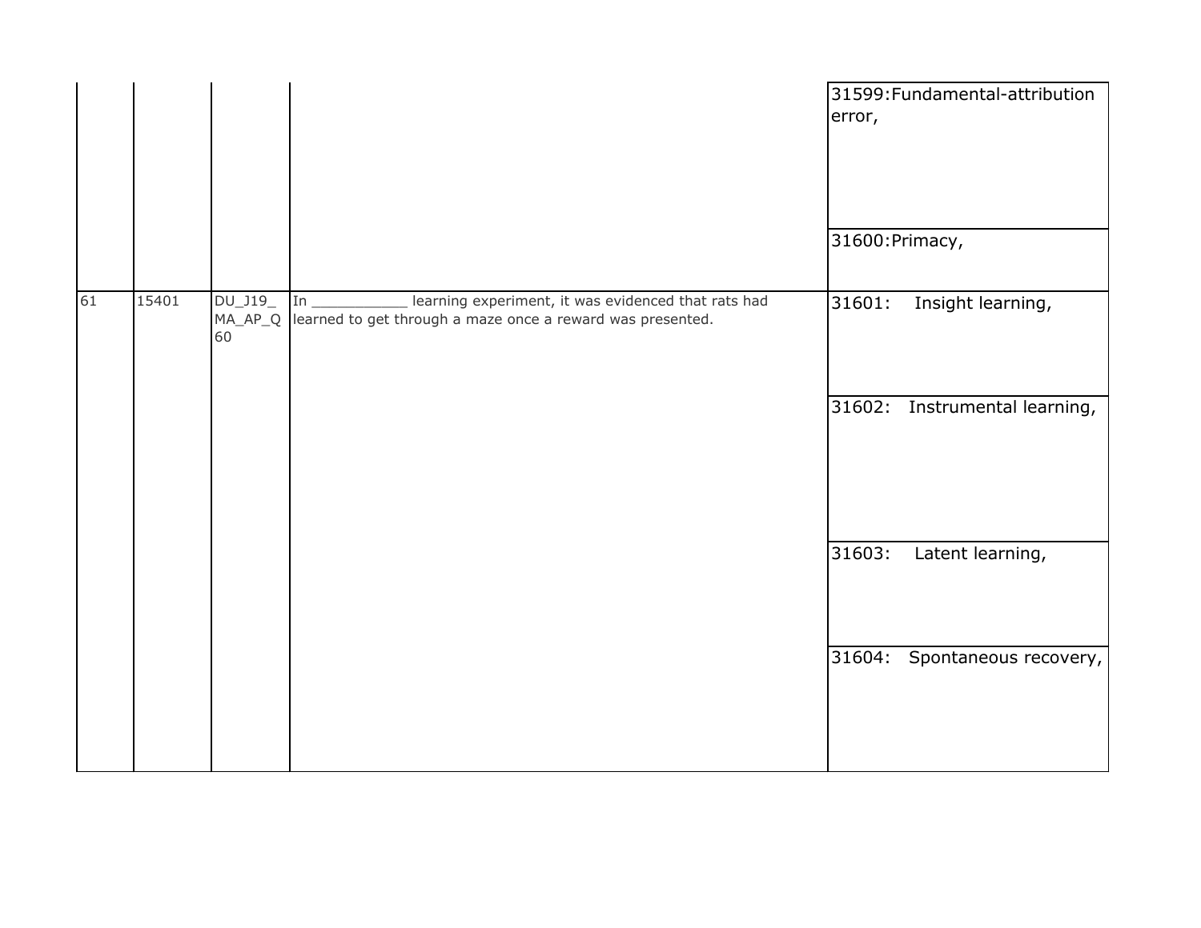| | | | | |
|---|---|---|---|---|
| | | | | 31599:Fundamental-attribution error, |
| | | | | 31600:Primacy, |
| 61 | 15401 | DU_J19_MA_AP_Q60 | In ___________ learning experiment, it was evidenced that rats had learned to get through a maze once a reward was presented. | 31601: Insight learning, |
| | | | | 31602: Instrumental learning, |
| | | | | 31603: Latent learning, |
| | | | | 31604: Spontaneous recovery, |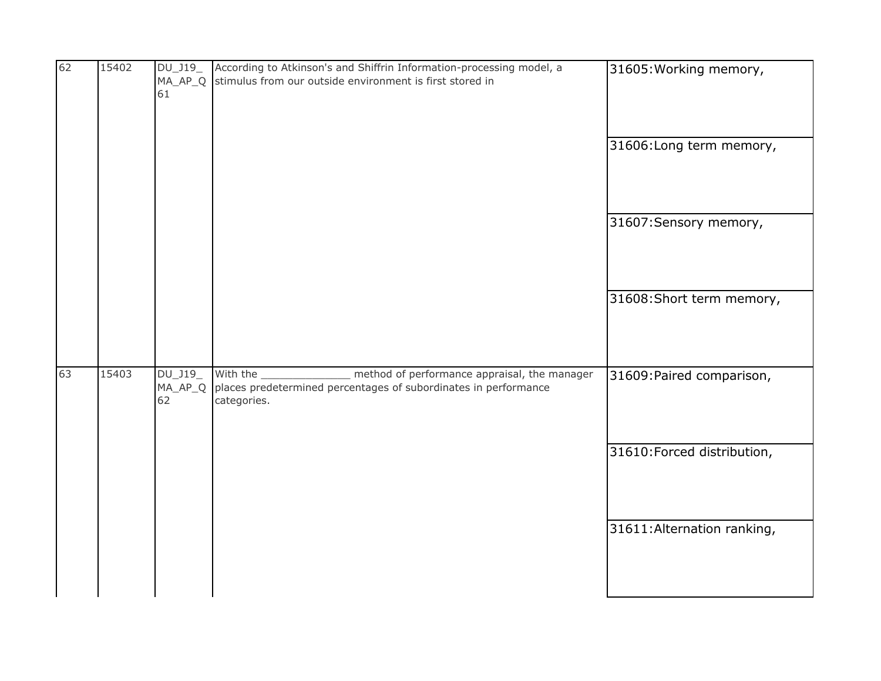| | | | | |
|---|---|---|---|---|
| 62 | 15402 | DU_J19_MA_AP_Q61 | According to Atkinson's and Shiffrin Information-processing model, a stimulus from our outside environment is first stored in | 31605:Working memory, |
| | | | | 31606:Long term memory, |
| | | | | 31607:Sensory memory, |
| | | | | 31608:Short term memory, |
| 63 | 15403 | DU_J19_MA_AP_Q62 | With the ______________ method of performance appraisal, the manager places predetermined percentages of subordinates in performance categories. | 31609:Paired comparison, |
| | | | | 31610:Forced distribution, |
| | | | | 31611:Alternation ranking, |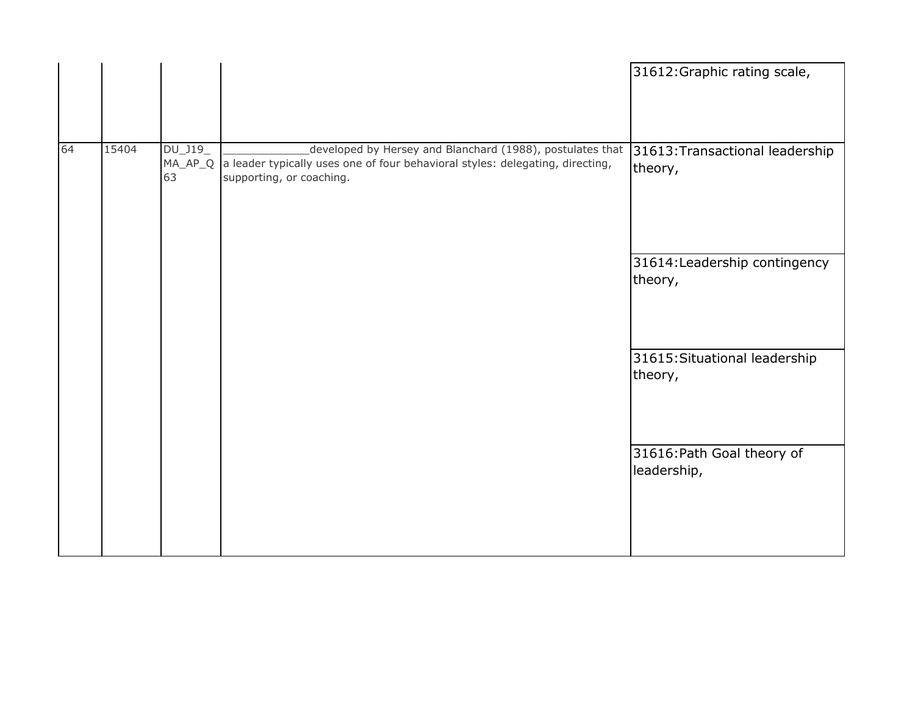| | | | | |
|---|---|---|---|---|
| | | | | 31612:Graphic rating scale, |
| 64 | 15404 | DU_J19_MA_AP_Q63 | _____________developed by Hersey and Blanchard (1988), postulates that a leader typically uses one of four behavioral styles: delegating, directing, supporting, or coaching. | 31613:Transactional leadership theory, |
| | | | | 31614:Leadership contingency theory, |
| | | | | 31615:Situational leadership theory, |
| | | | | 31616:Path Goal theory of leadership, |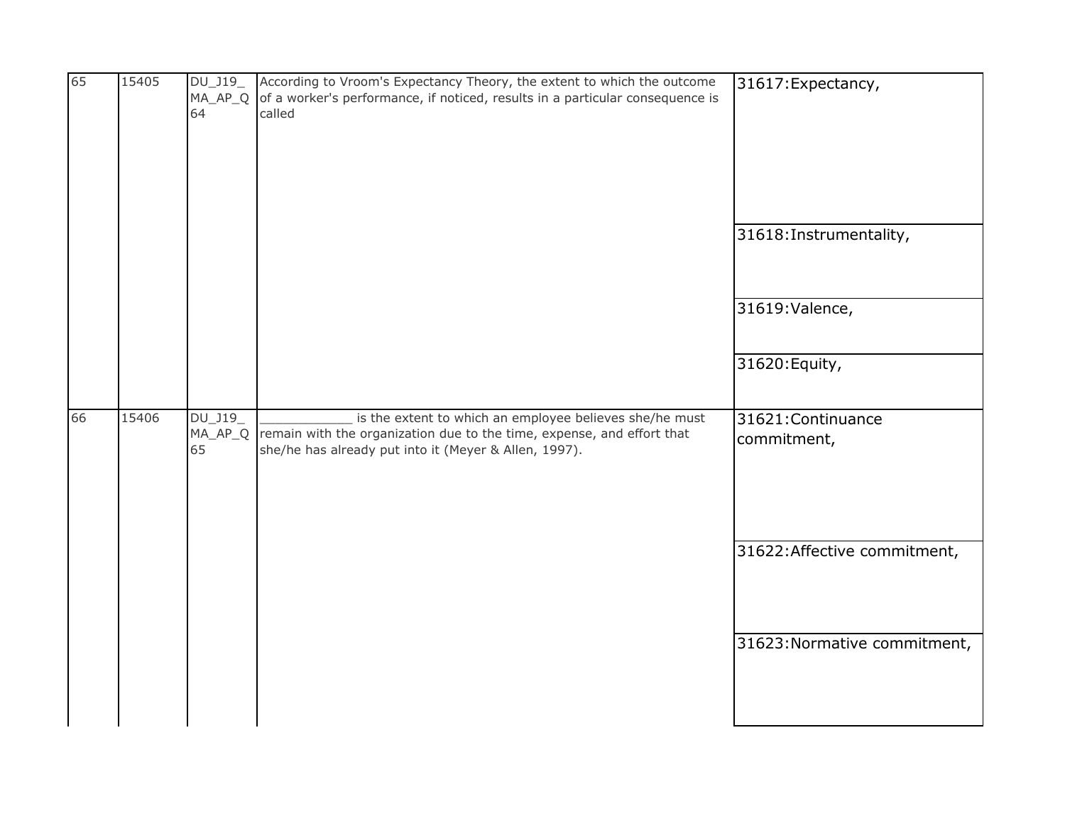| | | | | |
|---|---|---|---|---|
| 65 | 15405 | DU_J19_MA_AP_Q64 | According to Vroom's Expectancy Theory, the extent to which the outcome of a worker's performance, if noticed, results in a particular consequence is called | 31617:Expectancy, |
| | | | | 31618:Instrumentality, |
| | | | | 31619:Valence, |
| | | | | 31620:Equity, |
| 66 | 15406 | DU_J19_MA_AP_Q65 | ____________ is the extent to which an employee believes she/he must remain with the organization due to the time, expense, and effort that she/he has already put into it (Meyer & Allen, 1997). | 31621:Continuance commitment, |
| | | | | 31622:Affective commitment, |
| | | | | 31623:Normative commitment, |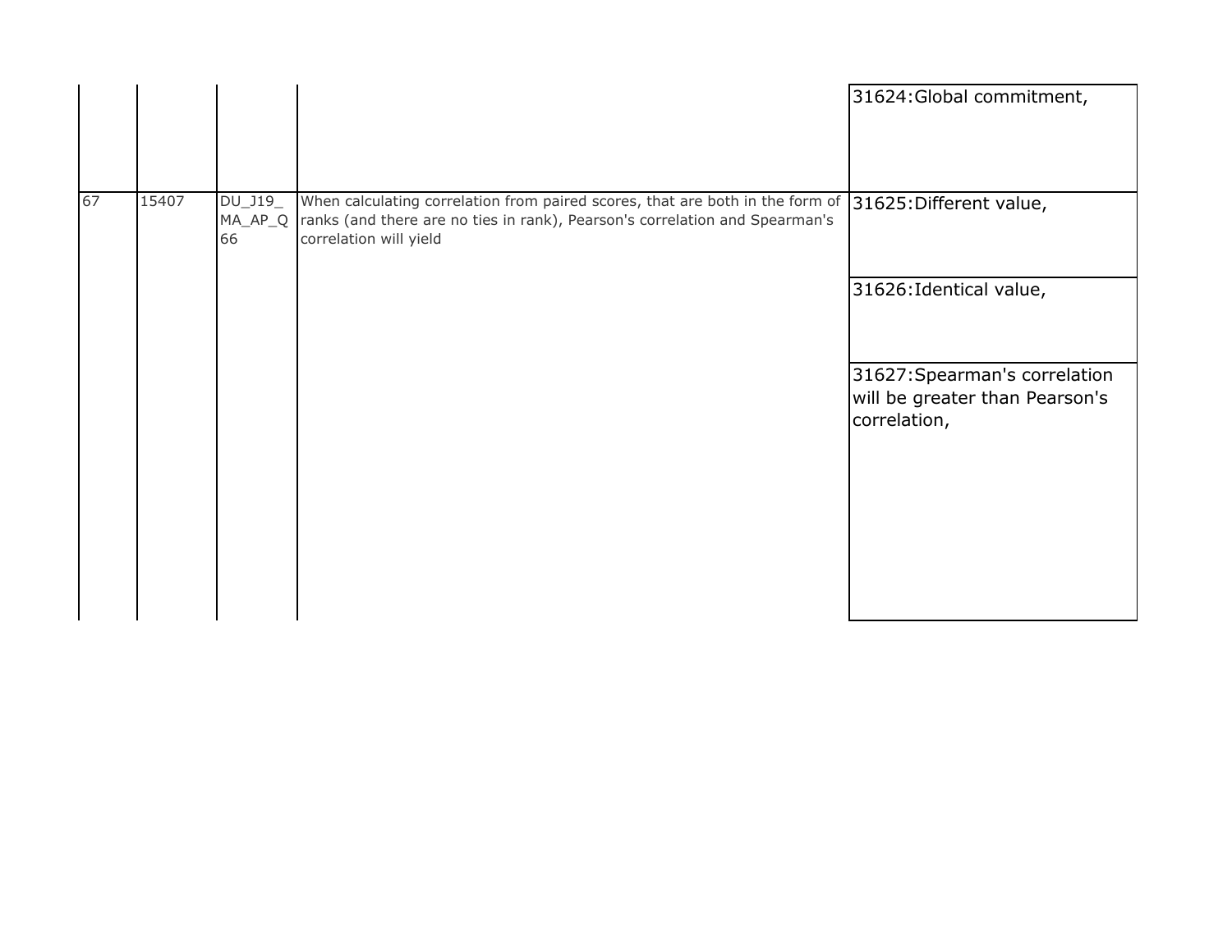| | | | | |
|---|---|---|---|---|
| | | | | 31624:Global commitment, |
| 67 | 15407 | DU_J19_MA_AP_Q66 | When calculating correlation from paired scores, that are both in the form of ranks (and there are no ties in rank), Pearson's correlation and Spearman's correlation will yield | 31625:Different value, |
| | | | | 31626:Identical value, |
| | | | | 31627:Spearman's correlation will be greater than Pearson's correlation, |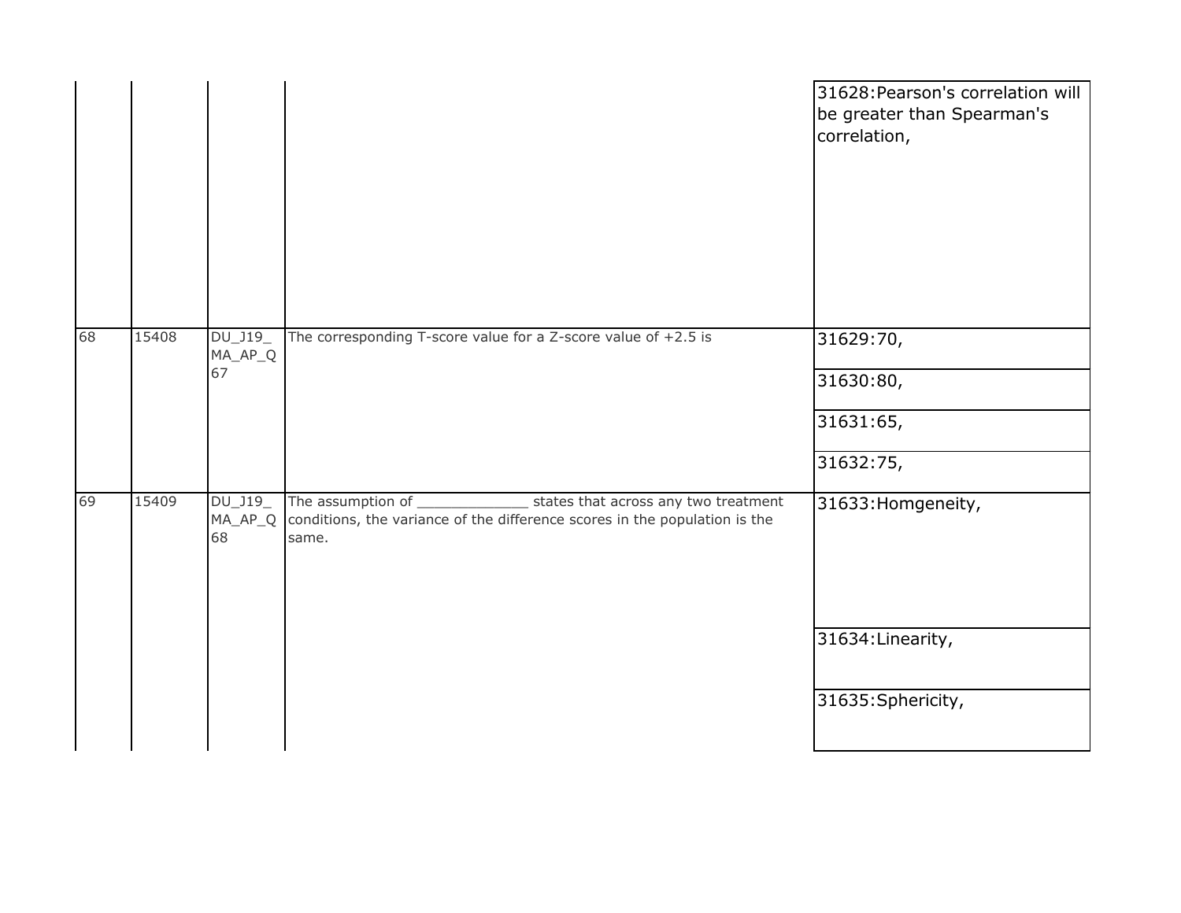| | | | | |
|---|---|---|---|---|
| | | | | 31628:Pearson's correlation will be greater than Spearman's correlation, |
| 68 | 15408 | DU_J19_MA_AP_Q67 | The corresponding T-score value for a Z-score value of +2.5 is | 31629:70, |
| | | | | 31630:80, |
| | | | | 31631:65, |
| | | | | 31632:75, |
| 69 | 15409 | DU_J19_MA_AP_Q68 | The assumption of _____________ states that across any two treatment conditions, the variance of the difference scores in the population is the same. | 31633:Homgeneity, |
| | | | | 31634:Linearity, |
| | | | | 31635:Sphericity, |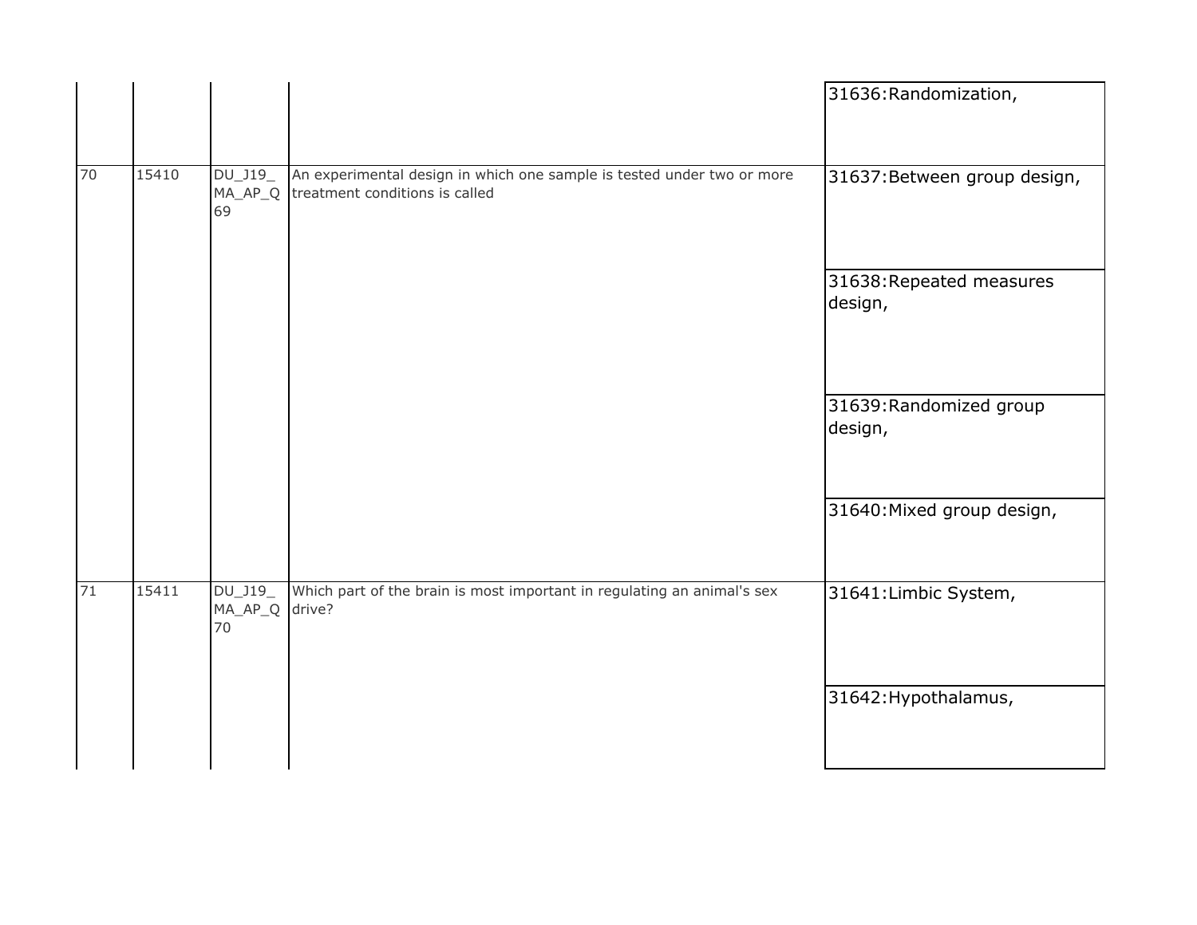| | | | | |
|---|---|---|---|---|
| | | | | 31636:Randomization, |
| 70 | 15410 | DU_J19_MA_AP_Q69 | An experimental design in which one sample is tested under two or more treatment conditions is called | 31637:Between group design, |
| | | | | 31638:Repeated measures design, |
| | | | | 31639:Randomized group design, |
| | | | | 31640:Mixed group design, |
| 71 | 15411 | DU_J19_MA_AP_Q70 | Which part of the brain is most important in regulating an animal's sex drive? | 31641:Limbic System, |
| | | | | 31642:Hypothalamus, |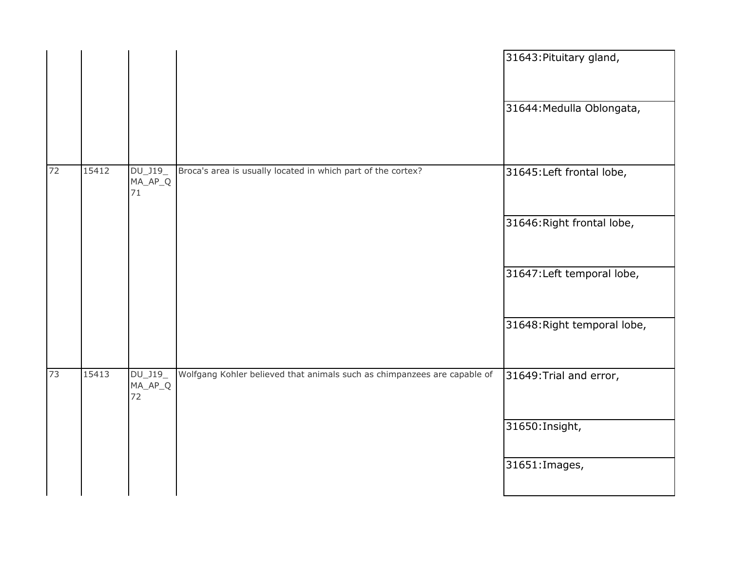| | | | | |
|---|---|---|---|---|
| | | | | 31643:Pituitary gland, |
| | | | | 31644:Medulla Oblongata, |
| 72 | 15412 | DU_J19_MA_AP_Q71 | Broca's area is usually located in which part of the cortex? | 31645:Left frontal lobe, |
| | | | | 31646:Right frontal lobe, |
| | | | | 31647:Left temporal lobe, |
| | | | | 31648:Right temporal lobe, |
| 73 | 15413 | DU_J19_MA_AP_Q72 | Wolfgang Kohler believed that animals such as chimpanzees are capable of | 31649:Trial and error, |
| | | | | 31650:Insight, |
| | | | | 31651:Images, |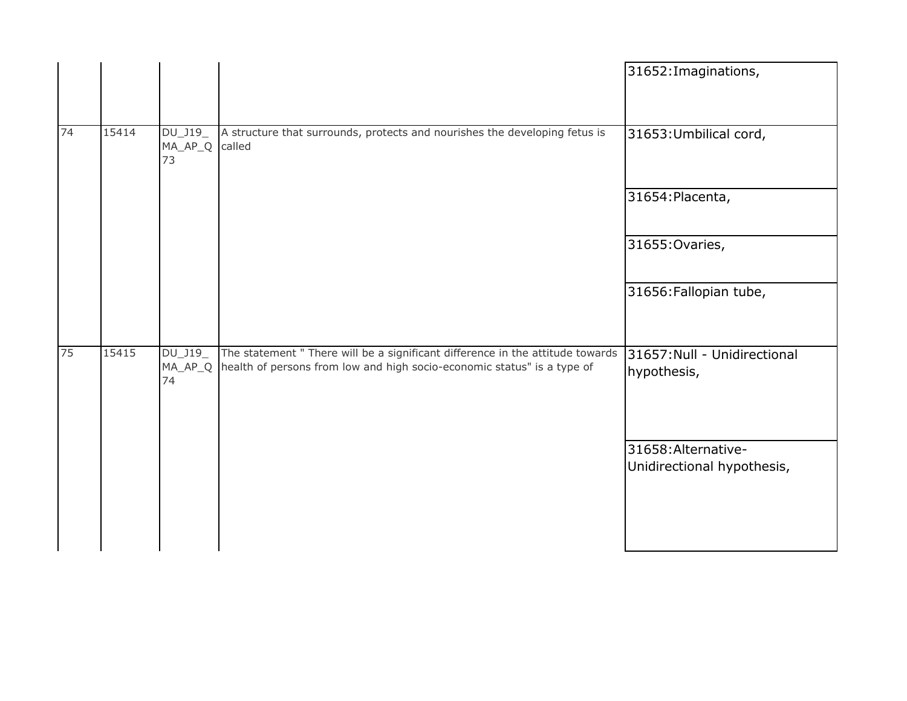| | | | | |
|---|---|---|---|---|
| | | | | 31652:Imaginations, |
| 74 | 15414 | DU_J19_MA_AP_Q73 | A structure that surrounds, protects and nourishes the developing fetus is called | 31653:Umbilical cord, |
| | | | | 31654:Placenta, |
| | | | | 31655:Ovaries, |
| | | | | 31656:Fallopian tube, |
| 75 | 15415 | DU_J19_MA_AP_Q74 | The statement " There will be a significant difference in the attitude towards health of persons from low and high socio-economic status" is a type of | 31657:Null - Unidirectional hypothesis, |
| | | | | 31658:Alternative-Unidirectional hypothesis, |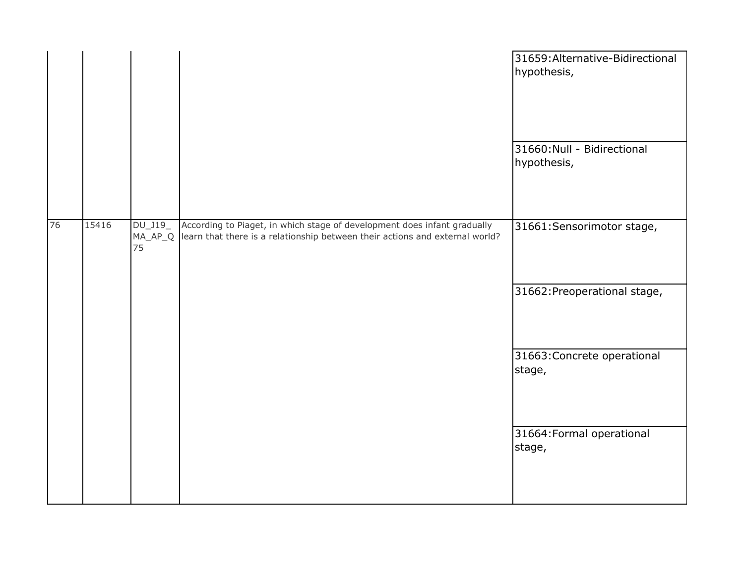| | | | | |
|---|---|---|---|---|
| | | | | 31659:Alternative-Bidirectional hypothesis, |
| | | | | 31660:Null - Bidirectional hypothesis, |
| 76 | 15416 | DU_J19_MA_AP_Q75 | According to Piaget, in which stage of development does infant gradually learn that there is a relationship between their actions and external world? | 31661:Sensorimotor stage, |
| | | | | 31662:Preoperational stage, |
| | | | | 31663:Concrete operational stage, |
| | | | | 31664:Formal operational stage, |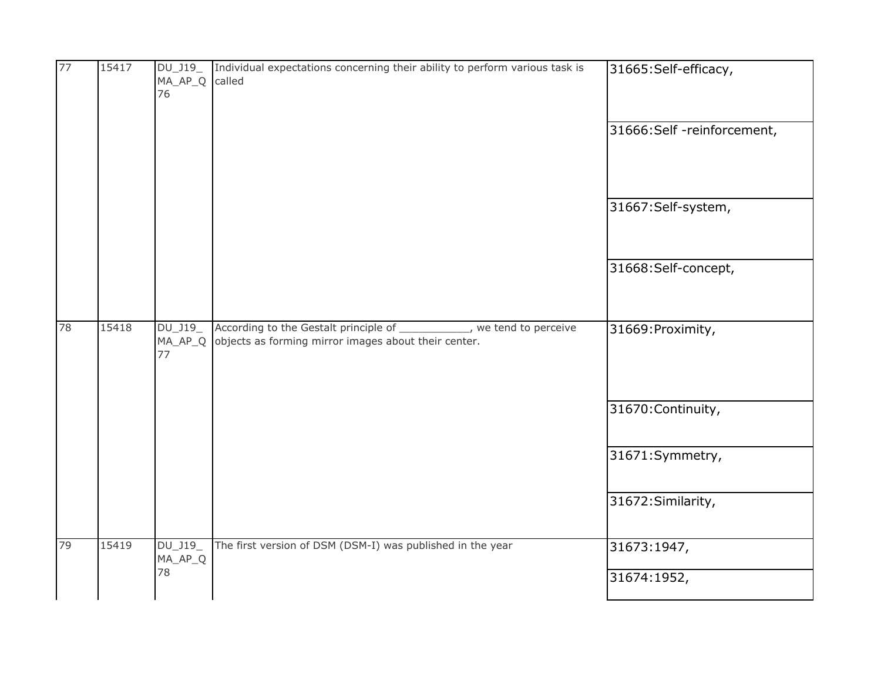| | | | | |
|---|---|---|---|---|
| 77 | 15417 | DU_J19_MA_AP_Q76 | Individual expectations concerning their ability to perform various task is called | 31665:Self-efficacy, |
| | | | | 31666:Self -reinforcement, |
| | | | | 31667:Self-system, |
| | | | | 31668:Self-concept, |
| 78 | 15418 | DU_J19_MA_AP_Q77 | According to the Gestalt principle of ___________, we tend to perceive objects as forming mirror images about their center. | 31669:Proximity, |
| | | | | 31670:Continuity, |
| | | | | 31671:Symmetry, |
| | | | | 31672:Similarity, |
| 79 | 15419 | DU_J19_MA_AP_Q78 | The first version of DSM (DSM-I) was published in the year | 31673:1947, |
| | | | | 31674:1952, |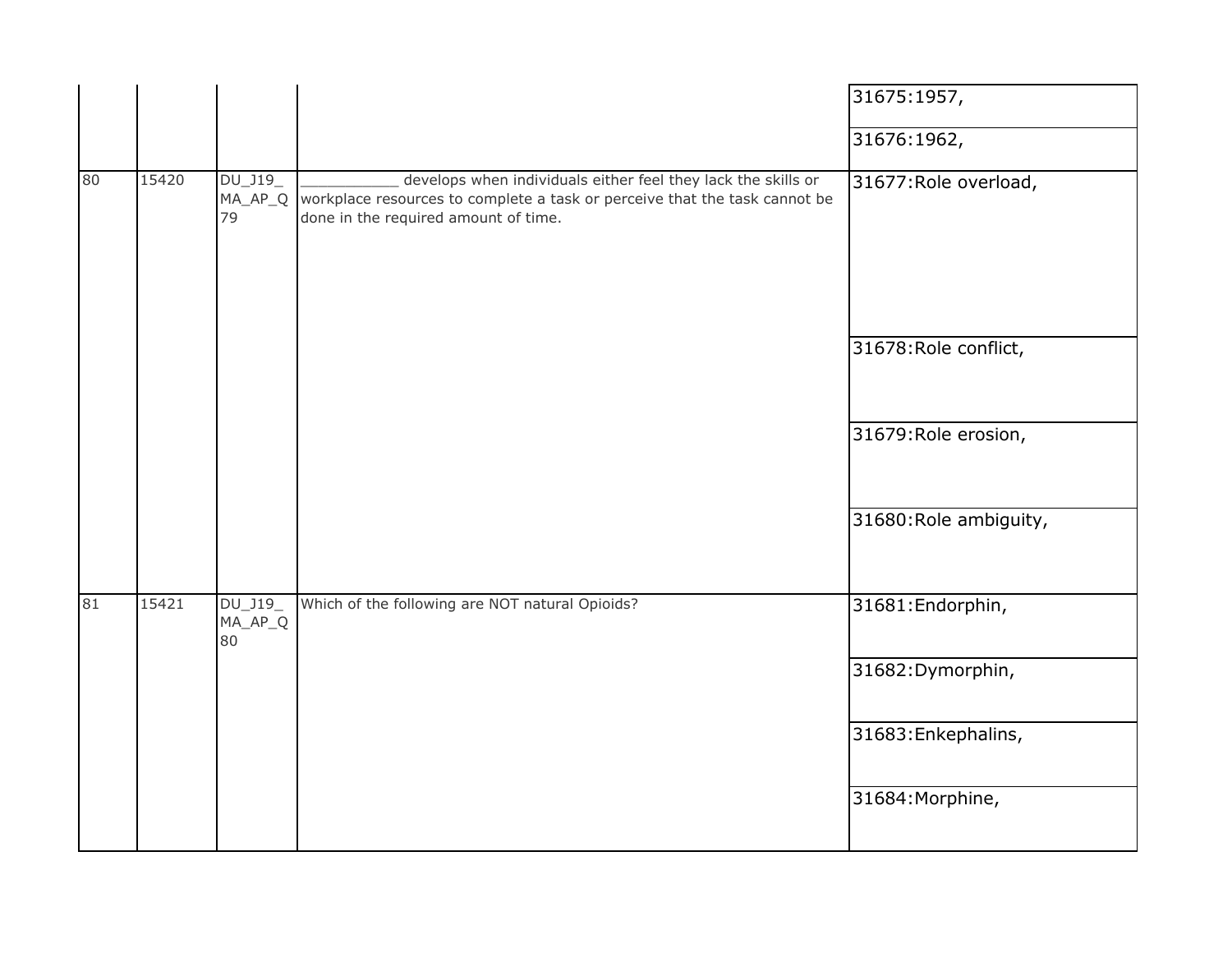| | | | | |
|---|---|---|---|---|
| | | | | 31675:1957, |
| | | | | 31676:1962, |
| 80 | 15420 | DU_J19_MA_AP_Q79 | ___________ develops when individuals either feel they lack the skills or workplace resources to complete a task or perceive that the task cannot be done in the required amount of time. | 31677:Role overload, |
| | | | | 31678:Role conflict, |
| | | | | 31679:Role erosion, |
| | | | | 31680:Role ambiguity, |
| 81 | 15421 | DU_J19_MA_AP_Q80 | Which of the following are NOT natural Opioids? | 31681:Endorphin, |
| | | | | 31682:Dymorphin, |
| | | | | 31683:Enkephalins, |
| | | | | 31684:Morphine, |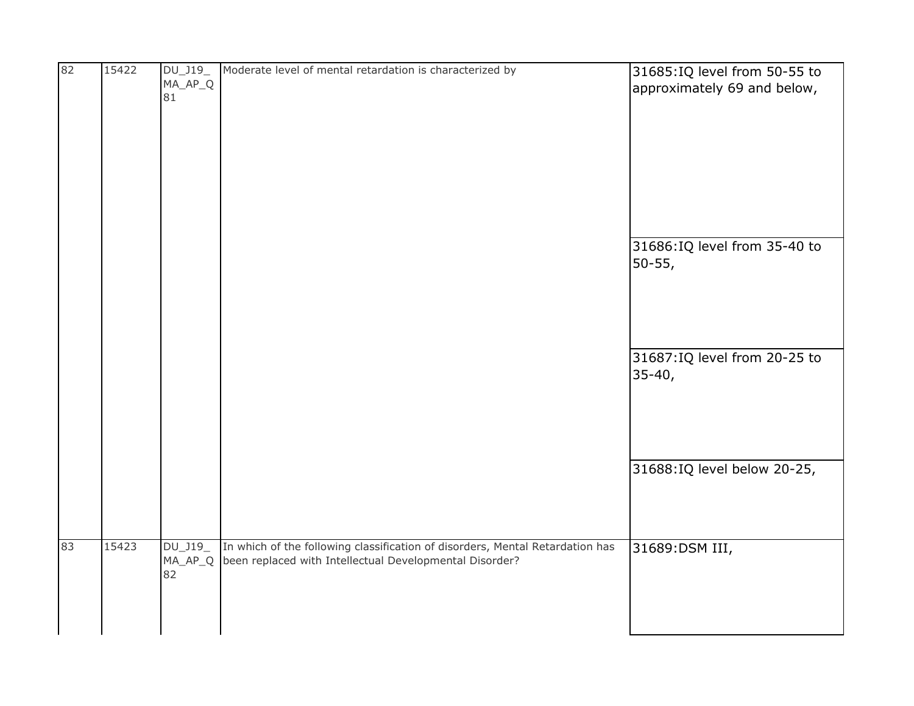| | | | | |
|---|---|---|---|---|
| 82 | 15422 | DU_J19_MA_AP_Q81 | Moderate level of mental retardation is characterized by | 31685:IQ level from 50-55 to approximately 69 and below, |
| | | | | 31686:IQ level from 35-40 to 50-55, |
| | | | | 31687:IQ level from 20-25 to 35-40, |
| | | | | 31688:IQ level below 20-25, |
| 83 | 15423 | DU_J19_MA_AP_Q82 | In which of the following classification of disorders, Mental Retardation has been replaced with Intellectual Developmental Disorder? | 31689:DSM III, |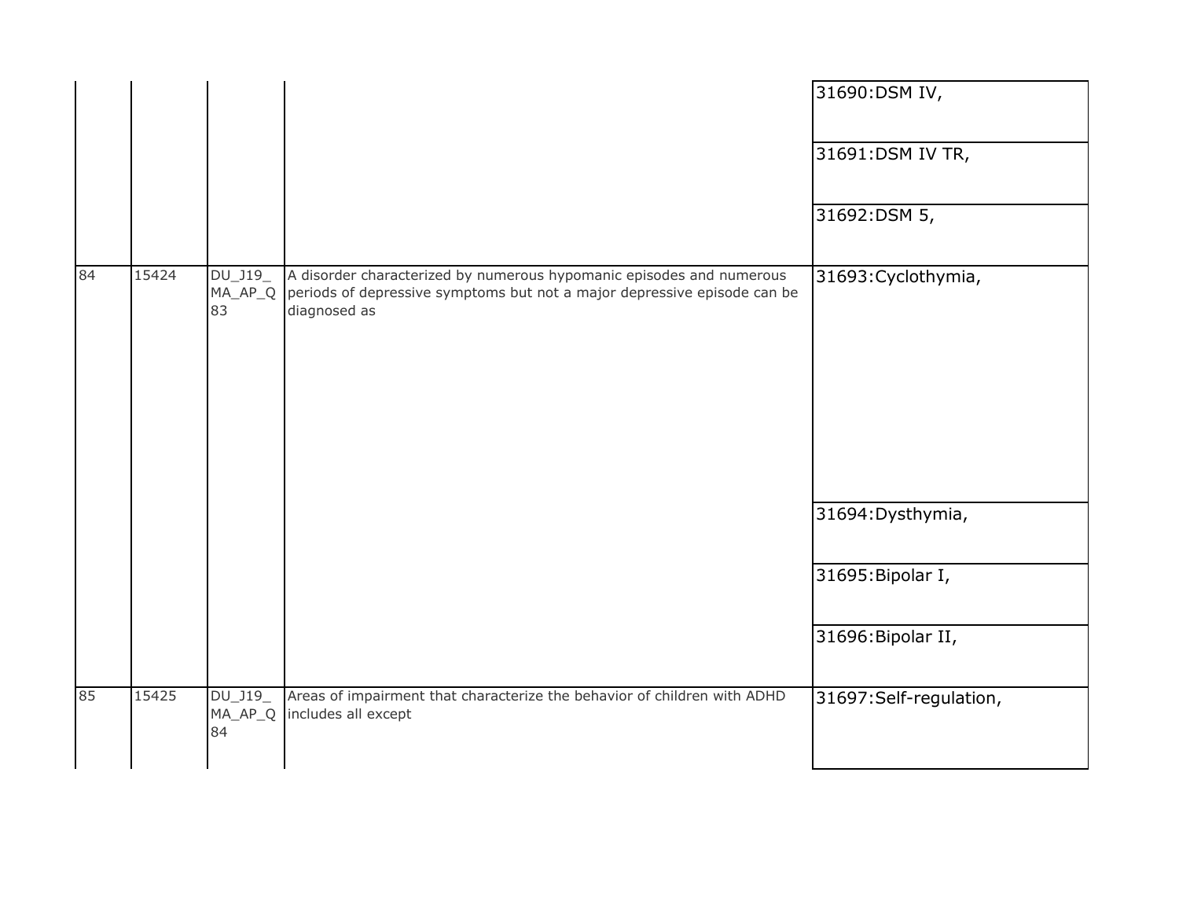| | | | | |
|---|---|---|---|---|
| | | | | 31690:DSM IV, |
| | | | | 31691:DSM IV TR, |
| | | | | 31692:DSM 5, |
| 84 | 15424 | DU_J19_MA_AP_Q83 | A disorder characterized by numerous hypomanic episodes and numerous periods of depressive symptoms but not a major depressive episode can be diagnosed as | 31693:Cyclothymia, |
| | | | | 31694:Dysthymia, |
| | | | | 31695:Bipolar I, |
| | | | | 31696:Bipolar II, |
| 85 | 15425 | DU_J19_MA_AP_Q84 | Areas of impairment that characterize the behavior of children with ADHD includes all except | 31697:Self-regulation, |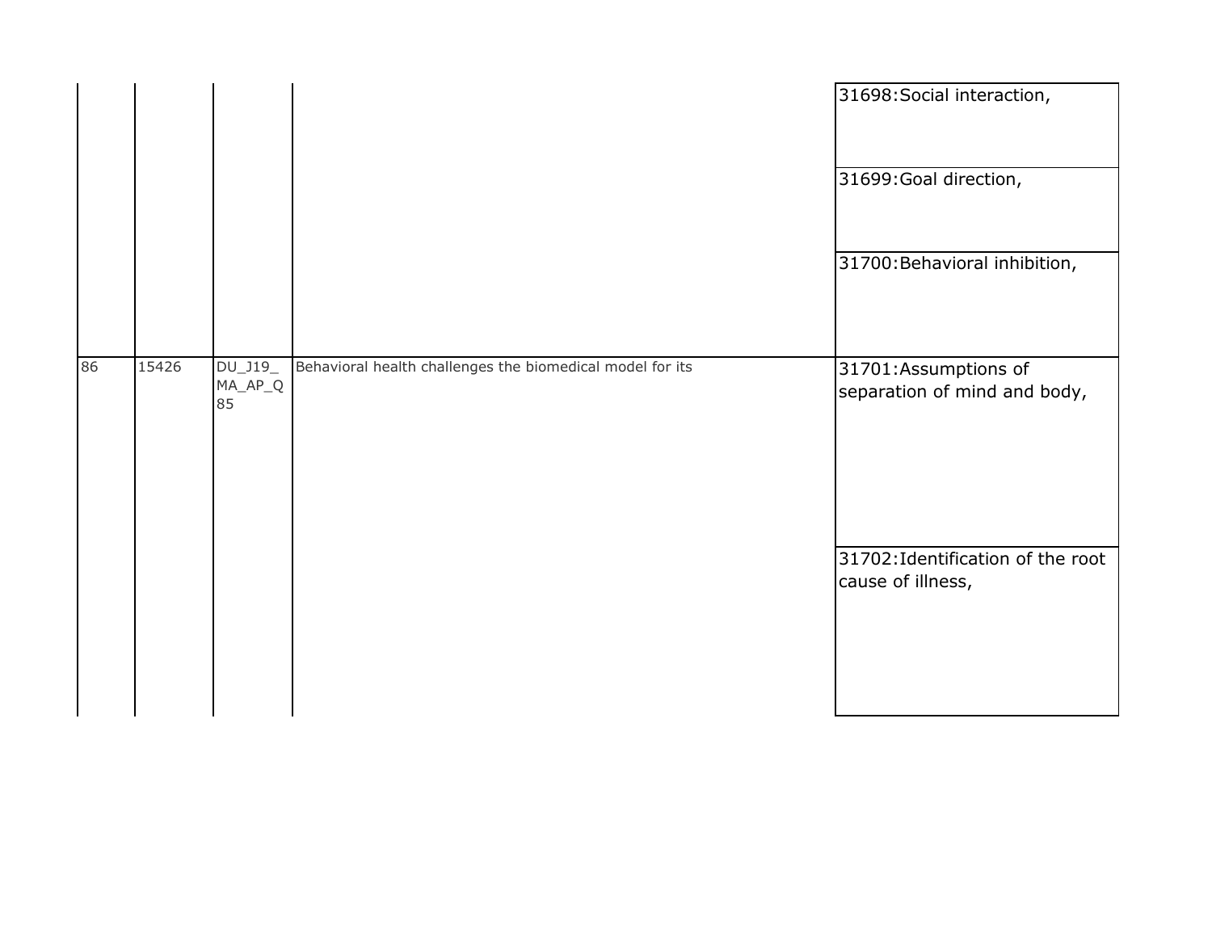| | | | | |
|---|---|---|---|---|
| | | | | 31698:Social interaction, |
| | | | | 31699:Goal direction, |
| | | | | 31700:Behavioral inhibition, |
| 86 | 15426 | DU_J19_MA_AP_Q85 | Behavioral health challenges the biomedical model for its | 31701:Assumptions of separation of mind and body, |
| | | | | 31702:Identification of the root cause of illness, |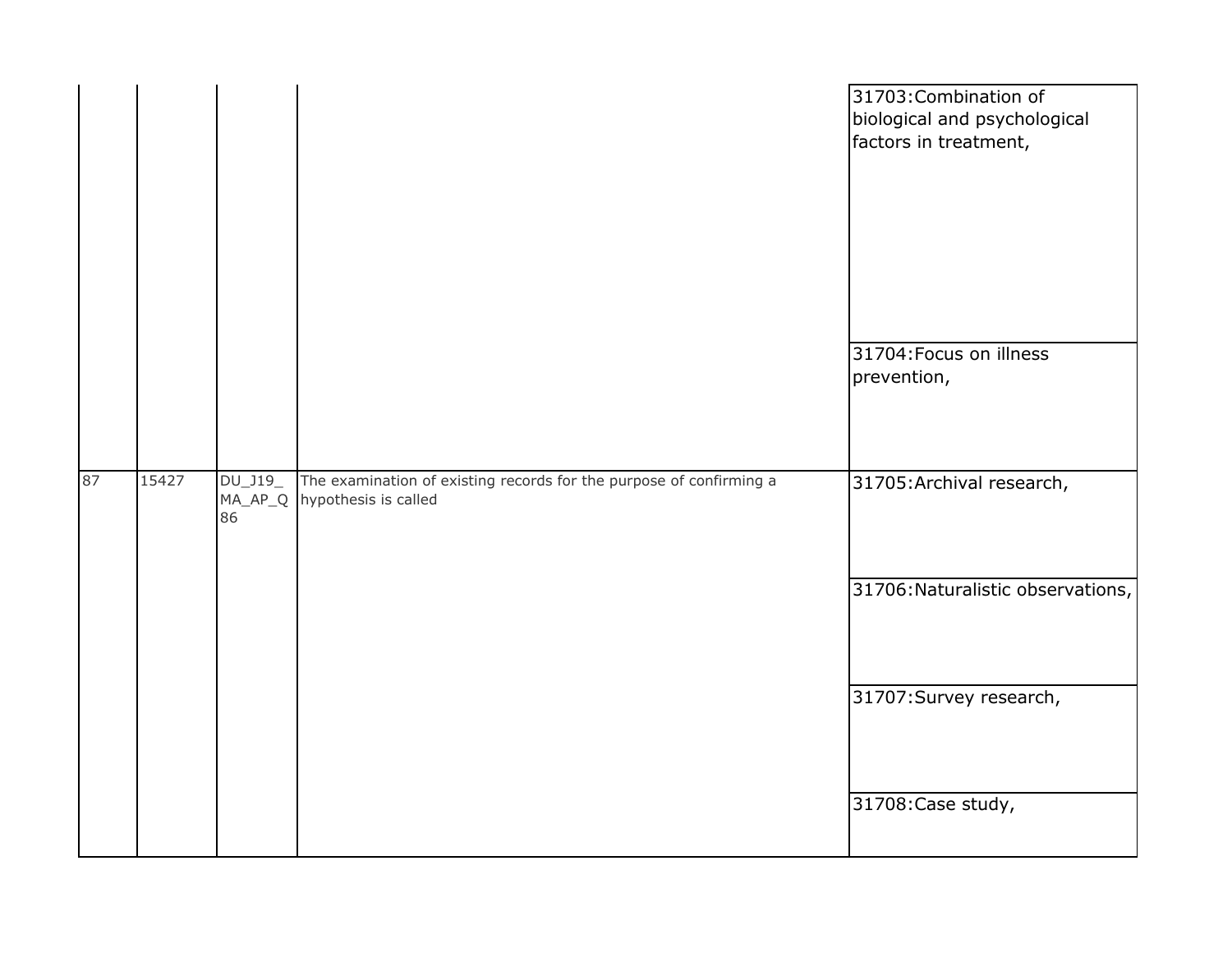|  |  |  |  | 31703:Combination of biological and psychological factors in treatment, |
|---|---|---|---|---|
|  |  |  |  | 31704:Focus on illness prevention, |
| 87 | 15427 | DU_J19_MA_AP_Q86 | The examination of existing records for the purpose of confirming a hypothesis is called | 31705:Archival research, |
|  |  |  |  | 31706:Naturalistic observations, |
|  |  |  |  | 31707:Survey research, |
|  |  |  |  | 31708:Case study, |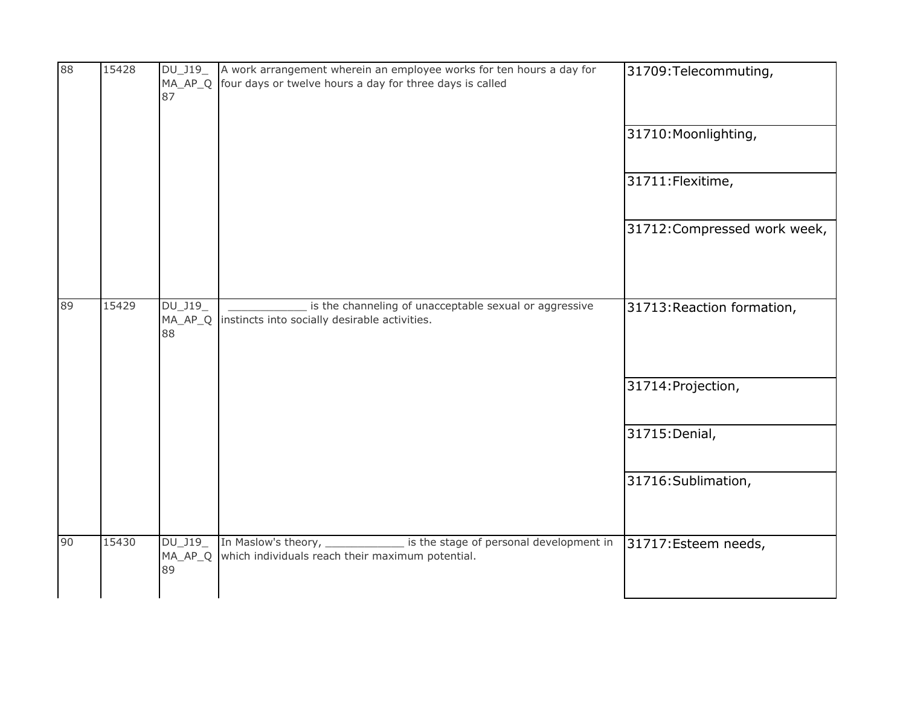| | | | | |
|---|---|---|---|---|
| 88 | 15428 | DU_J19_MA_AP_Q87 | A work arrangement wherein an employee works for ten hours a day for four days or twelve hours a day for three days is called | 31709:Telecommuting, |
| | | | | 31710:Moonlighting, |
| | | | | 31711:Flexitime, |
| | | | | 31712:Compressed work week, |
| 89 | 15429 | DU_J19_MA_AP_Q88 | ____________ is the channeling of unacceptable sexual or aggressive instincts into socially desirable activities. | 31713:Reaction formation, |
| | | | | 31714:Projection, |
| | | | | 31715:Denial, |
| | | | | 31716:Sublimation, |
| 90 | 15430 | DU_J19_MA_AP_Q89 | In Maslow's theory, ____________ is the stage of personal development in which individuals reach their maximum potential. | 31717:Esteem needs, |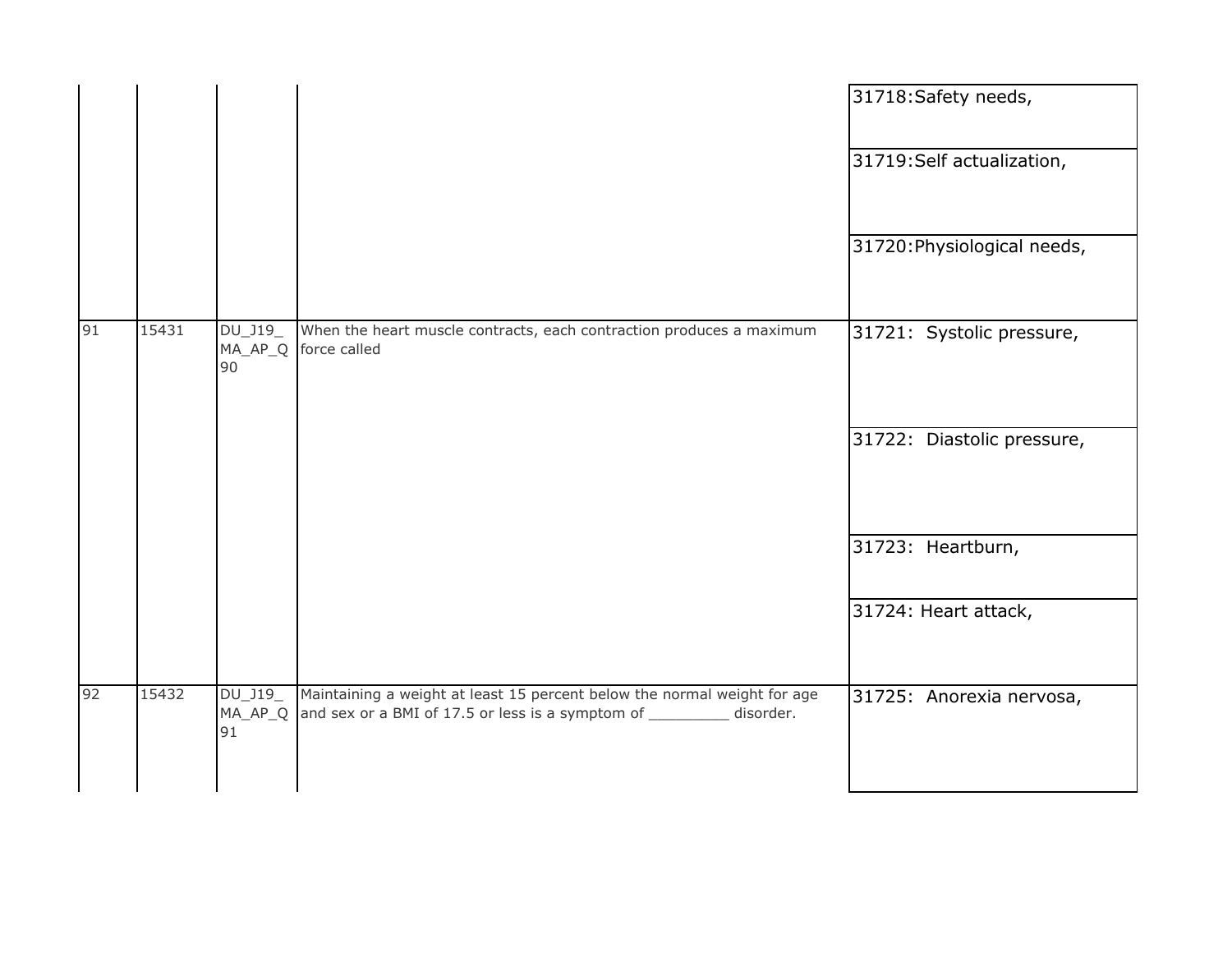| | | | | |
|---|---|---|---|---|
| | | | | 31718:Safety needs, |
| | | | | 31719:Self actualization, |
| | | | | 31720:Physiological needs, |
| 91 | 15431 | DU_J19_MA_AP_Q90 | When the heart muscle contracts, each contraction produces a maximum force called | 31721: Systolic pressure, |
| | | | | 31722: Diastolic pressure, |
| | | | | 31723: Heartburn, |
| | | | | 31724: Heart attack, |
| 92 | 15432 | DU_J19_MA_AP_Q91 | Maintaining a weight at least 15 percent below the normal weight for age and sex or a BMI of 17.5 or less is a symptom of _________ disorder. | 31725: Anorexia nervosa, |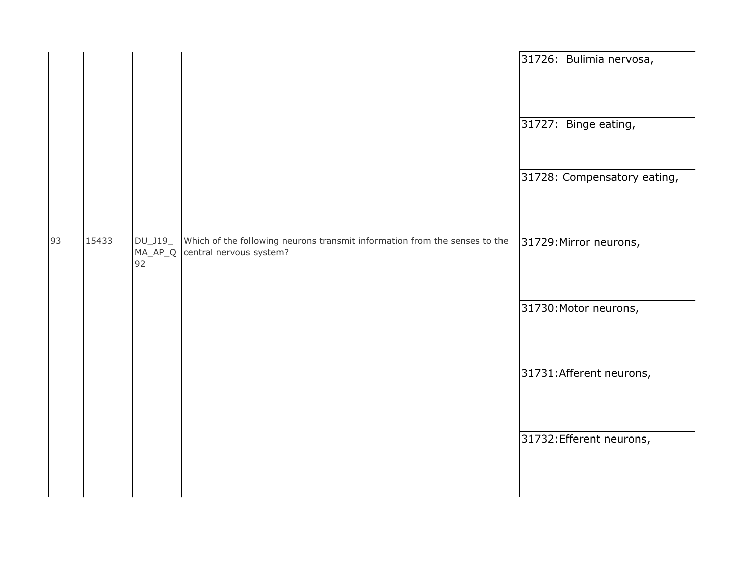| | | | | |
|---|---|---|---|---|
| | | | | 31726:  Bulimia nervosa, |
| | | | | 31727:  Binge eating, |
| | | | | 31728: Compensatory eating, |
| 93 | 15433 | DU_J19_MA_AP_Q92 | Which of the following neurons transmit information from the senses to the central nervous system? | 31729:Mirror neurons, |
| | | | | 31730:Motor neurons, |
| | | | | 31731:Afferent neurons, |
| | | | | 31732:Efferent neurons, |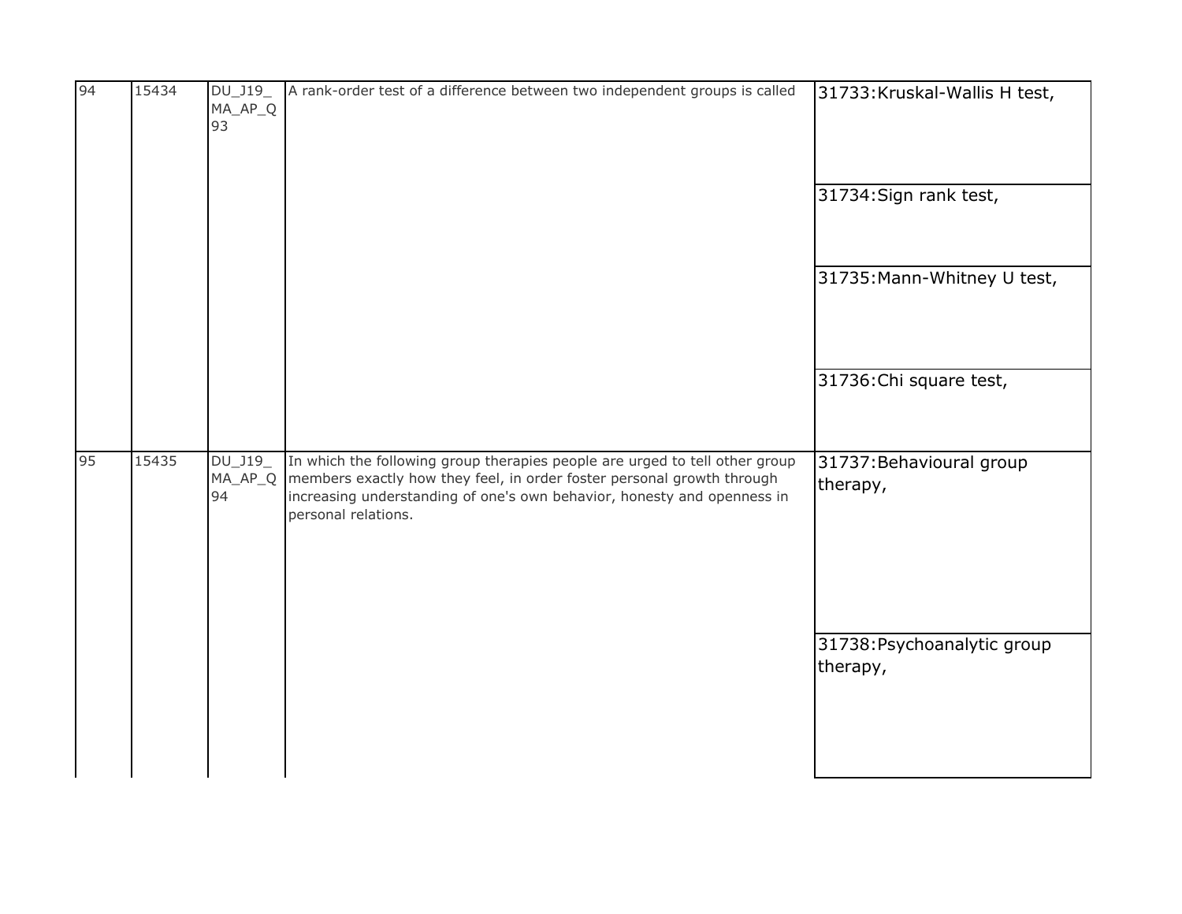| | | | | |
|---|---|---|---|---|
| 94 | 15434 | DU_J19_MA_AP_Q93 | A rank-order test of a difference between two independent groups is called | 31733:Kruskal-Wallis H test, |
| | | | | 31734:Sign rank test, |
| | | | | 31735:Mann-Whitney U test, |
| | | | | 31736:Chi square test, |
| 95 | 15435 | DU_J19_MA_AP_Q94 | In which the following group therapies people are urged to tell other group members exactly how they feel, in order foster personal growth through increasing understanding of one's own behavior, honesty and openness in personal relations. | 31737:Behavioural group therapy, |
| | | | | 31738:Psychoanalytic group therapy, |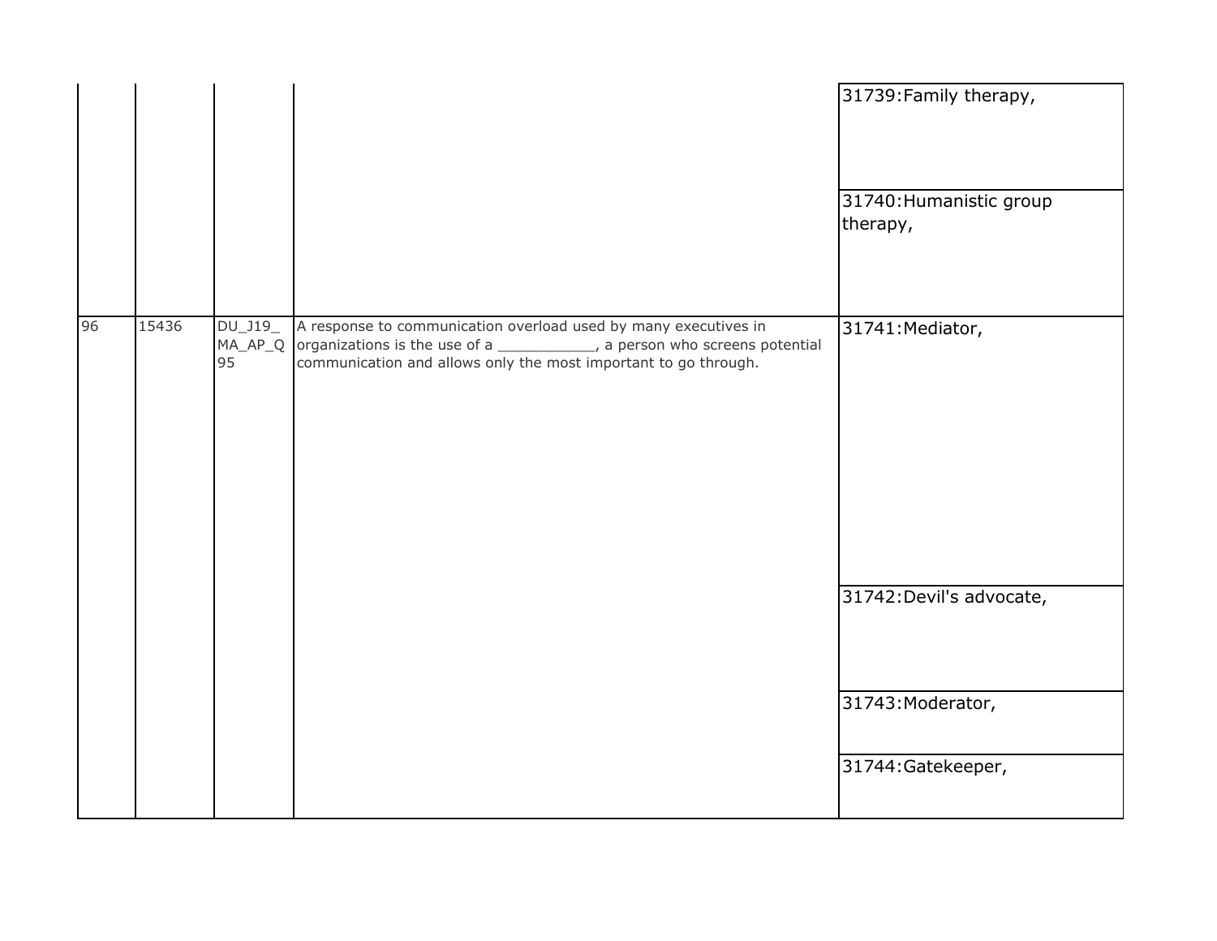| | | | | |
|---|---|---|---|---|
| | | | | 31739:Family therapy, |
| | | | | 31740:Humanistic group therapy, |
| 96 | 15436 | DU_J19_MA_AP_Q95 | A response to communication overload used by many executives in organizations is the use of a ___________, a person who screens potential communication and allows only the most important to go through. | 31741:Mediator, |
| | | | | 31742:Devil's advocate, |
| | | | | 31743:Moderator, |
| | | | | 31744:Gatekeeper, |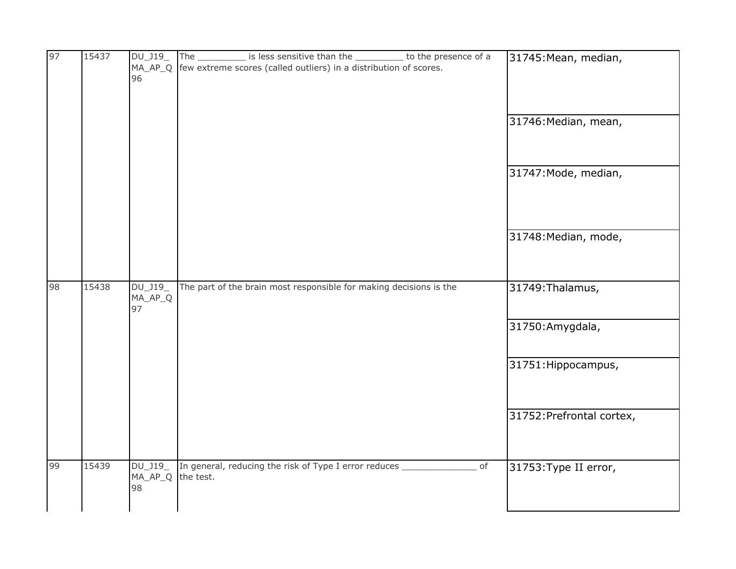| | | | | |
|---|---|---|---|---|
| 97 | 15437 | DU_J19_MA_AP_Q96 | The _________ is less sensitive than the _________ to the presence of a few extreme scores (called outliers) in a distribution of scores. | 31745:Mean, median, |
| | | | | 31746:Median, mean, |
| | | | | 31747:Mode, median, |
| | | | | 31748:Median, mode, |
| 98 | 15438 | DU_J19_MA_AP_Q97 | The part of the brain most responsible for making decisions is the | 31749:Thalamus, |
| | | | | 31750:Amygdala, |
| | | | | 31751:Hippocampus, |
| | | | | 31752:Prefrontal cortex, |
| 99 | 15439 | DU_J19_MA_AP_Q98 | In general, reducing the risk of Type I error reduces ______________ of the test. | 31753:Type II error, |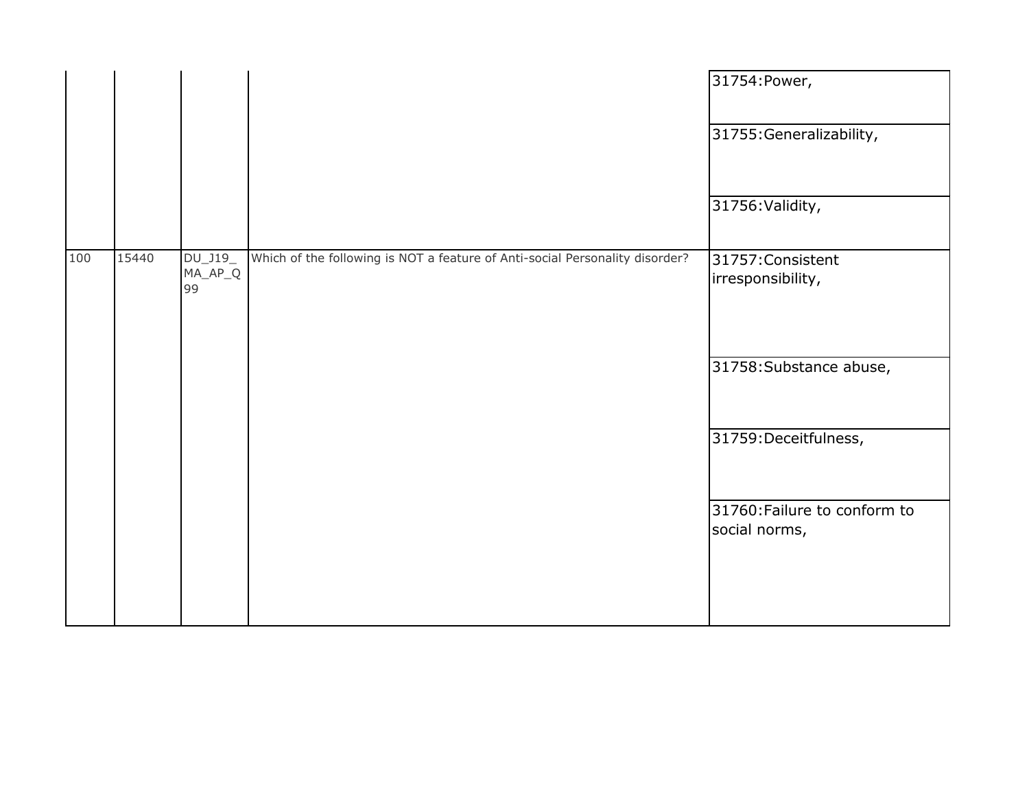| | | | | |
|---|---|---|---|---|
| | | | | 31754:Power, |
| | | | | 31755:Generalizability, |
| | | | | 31756:Validity, |
| 100 | 15440 | DU_J19_MA_AP_Q99 | Which of the following is NOT a feature of Anti-social Personality disorder? | 31757:Consistent irresponsibility, |
| | | | | 31758:Substance abuse, |
| | | | | 31759:Deceitfulness, |
| | | | | 31760:Failure to conform to social norms, |